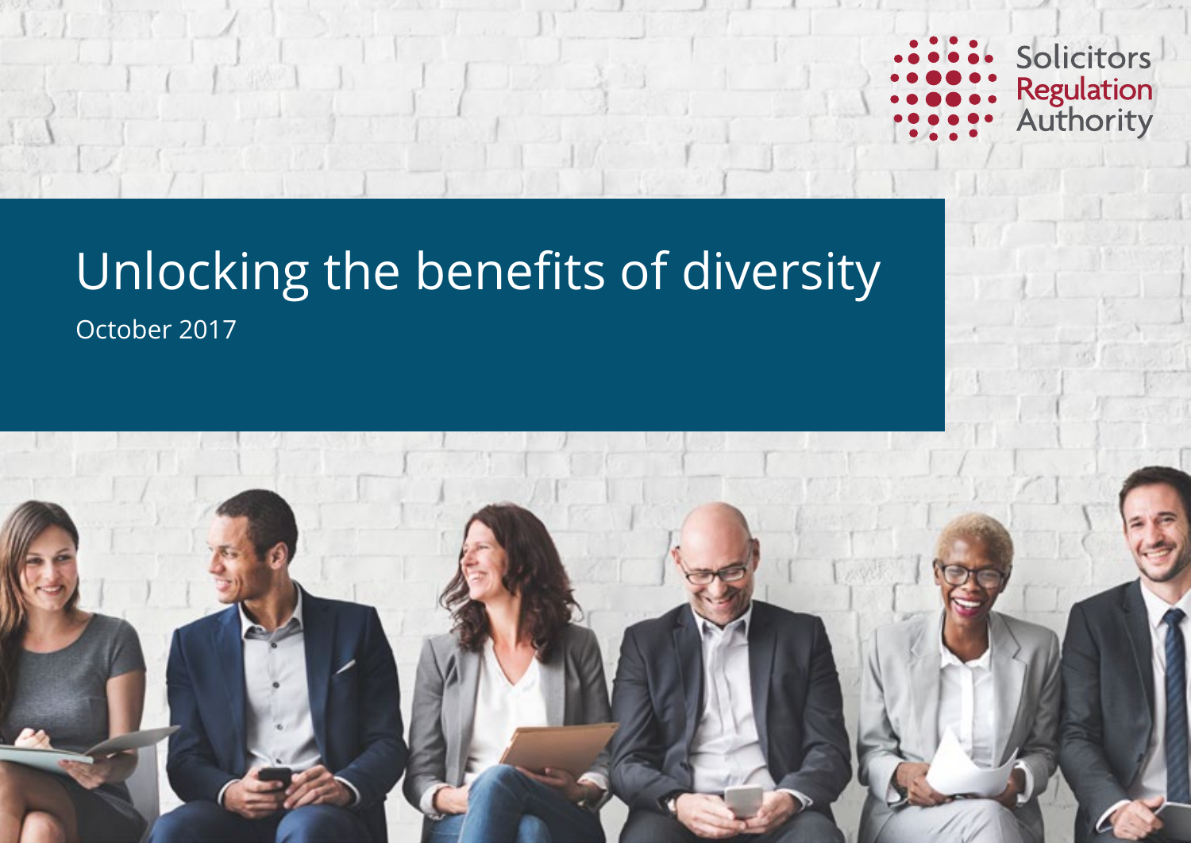Solicitors Regulation Authority

# Unlocking the benefits of diversity

October 2017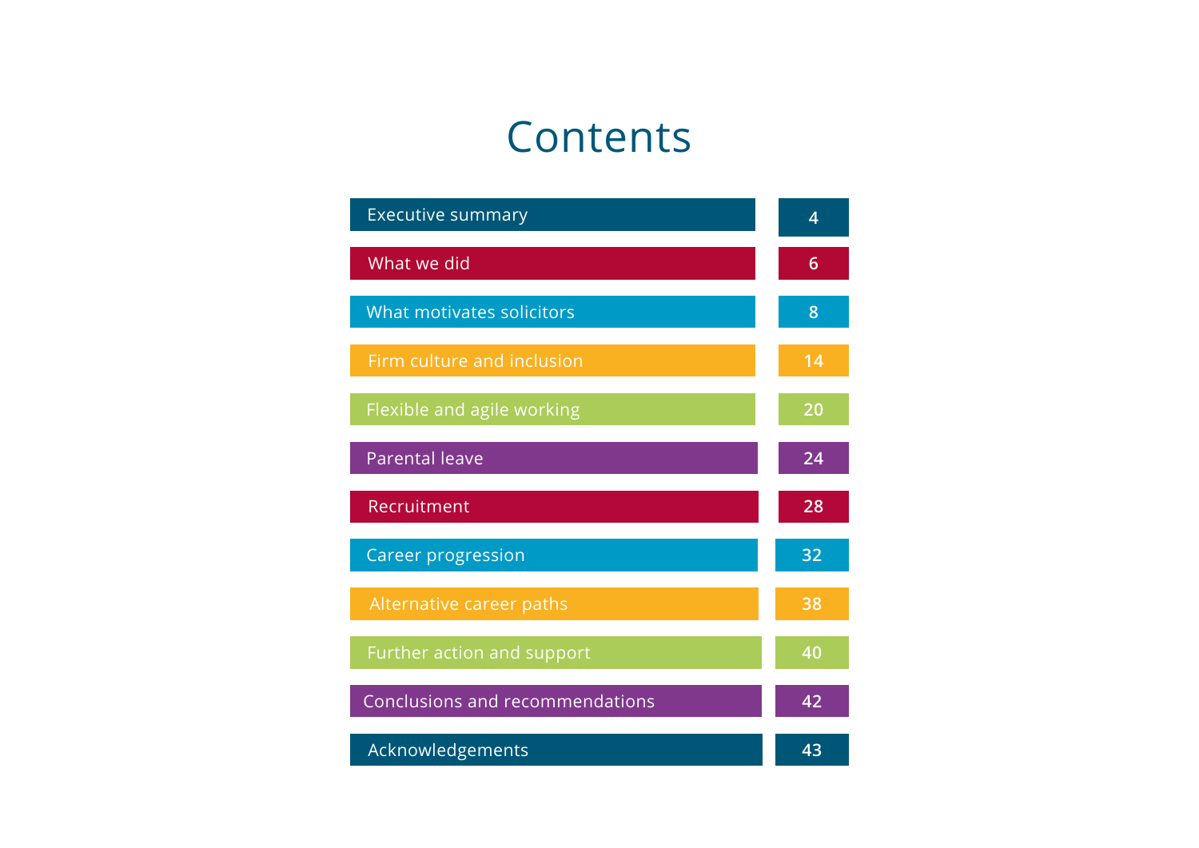# Contents

| Section | Page |
| --- | --- |
| Executive summary | 4 |
| What we did | 6 |
| What motivates solicitors | 8 |
| Firm culture and inclusion | 14 |
| Flexible and agile working | 20 |
| Parental leave | 24 |
| Recruitment | 28 |
| Career progression | 32 |
| Alternative career paths | 38 |
| Further action and support | 40 |
| Conclusions and recommendations | 42 |
| Acknowledgements | 43 |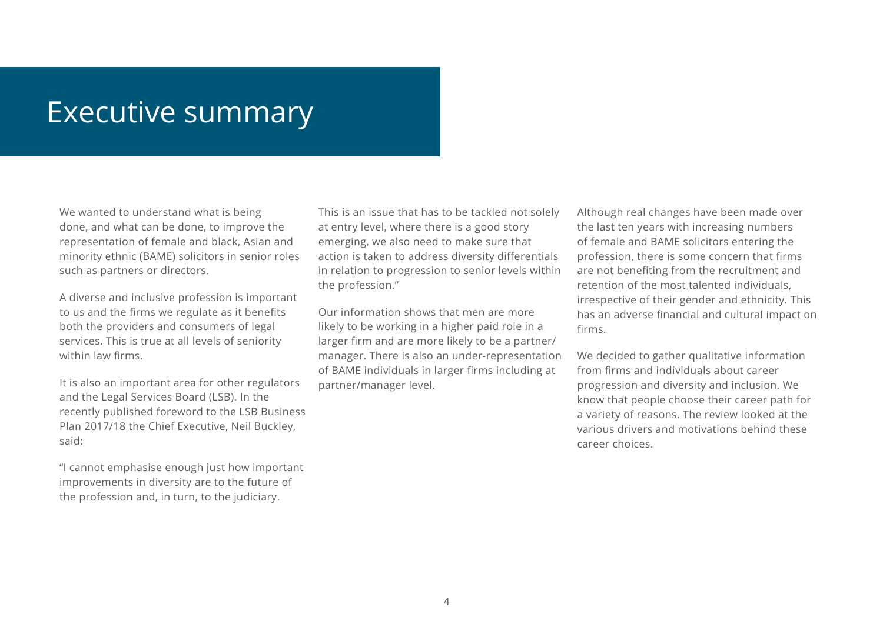# Executive summary

We wanted to understand what is being done, and what can be done, to improve the representation of female and black, Asian and minority ethnic (BAME) solicitors in senior roles such as partners or directors.

A diverse and inclusive profession is important to us and the firms we regulate as it benefits both the providers and consumers of legal services. This is true at all levels of seniority within law firms.

It is also an important area for other regulators and the Legal Services Board (LSB). In the recently published foreword to the LSB Business Plan 2017/18 the Chief Executive, Neil Buckley, said:

"I cannot emphasise enough just how important improvements in diversity are to the future of the profession and, in turn, to the judiciary. This is an issue that has to be tackled not solely at entry level, where there is a good story emerging, we also need to make sure that action is taken to address diversity differentials in relation to progression to senior levels within the profession."

Our information shows that men are more likely to be working in a higher paid role in a larger firm and are more likely to be a partner/ manager. There is also an under-representation of BAME individuals in larger firms including at partner/manager level.

Although real changes have been made over the last ten years with increasing numbers of female and BAME solicitors entering the profession, there is some concern that firms are not benefiting from the recruitment and retention of the most talented individuals, irrespective of their gender and ethnicity. This has an adverse financial and cultural impact on firms.

We decided to gather qualitative information from firms and individuals about career progression and diversity and inclusion. We know that people choose their career path for a variety of reasons. The review looked at the various drivers and motivations behind these career choices.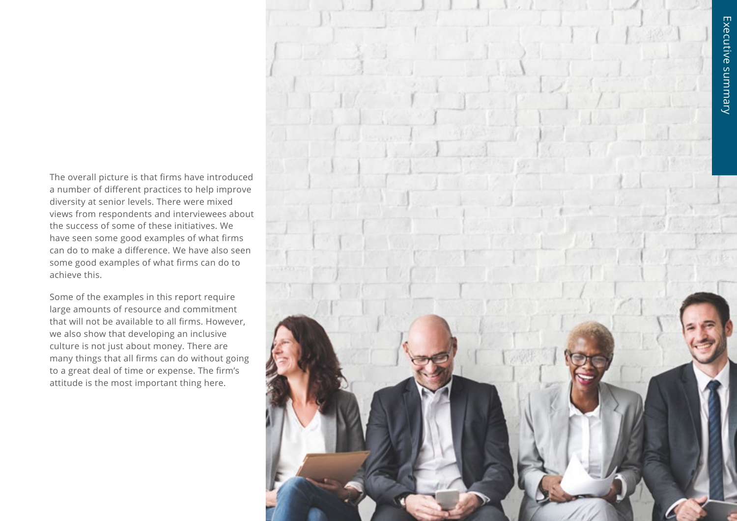The overall picture is that firms have introduced a number of different practices to help improve diversity at senior levels. There were mixed views from respondents and interviewees about the success of some of these initiatives. We have seen some good examples of what firms can do to make a difference. We have also seen some good examples of what firms can do to achieve this.

Some of the examples in this report require large amounts of resource and commitment that will not be available to all firms. However, we also show that developing an inclusive culture is not just about money. There are many things that all firms can do without going to a great deal of time or expense. The firm's attitude is the most important thing here.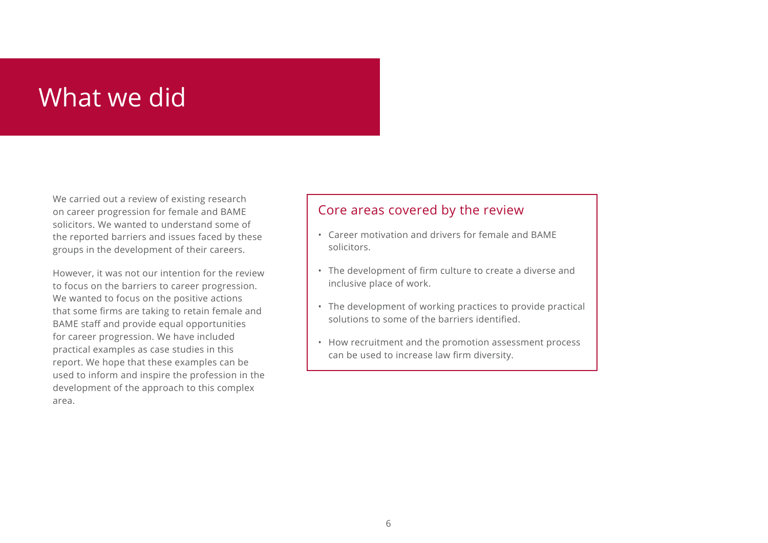# What we did

We carried out a review of existing research on career progression for female and BAME solicitors. We wanted to understand some of the reported barriers and issues faced by these groups in the development of their careers.

However, it was not our intention for the review to focus on the barriers to career progression. We wanted to focus on the positive actions that some firms are taking to retain female and BAME staff and provide equal opportunities for career progression. We have included practical examples as case studies in this report. We hope that these examples can be used to inform and inspire the profession in the development of the approach to this complex area.

## Core areas covered by the review

- Career motivation and drivers for female and BAME solicitors.
- The development of firm culture to create a diverse and inclusive place of work.
- The development of working practices to provide practical solutions to some of the barriers identified.
- How recruitment and the promotion assessment process can be used to increase law firm diversity.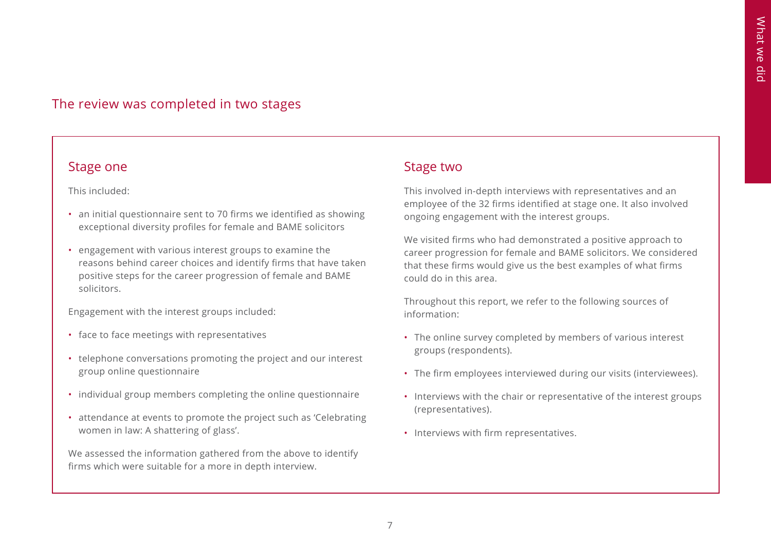## The review was completed in two stages

### Stage one

This included:

- an initial questionnaire sent to 70 firms we identified as showing exceptional diversity profiles for female and BAME solicitors
- engagement with various interest groups to examine the reasons behind career choices and identify firms that have taken positive steps for the career progression of female and BAME solicitors.

Engagement with the interest groups included:

- face to face meetings with representatives
- telephone conversations promoting the project and our interest group online questionnaire
- individual group members completing the online questionnaire
- attendance at events to promote the project such as 'Celebrating women in law: A shattering of glass'.

We assessed the information gathered from the above to identify firms which were suitable for a more in depth interview.

### Stage two

This involved in-depth interviews with representatives and an employee of the 32 firms identified at stage one. It also involved ongoing engagement with the interest groups.

We visited firms who had demonstrated a positive approach to career progression for female and BAME solicitors. We considered that these firms would give us the best examples of what firms could do in this area.

Throughout this report, we refer to the following sources of information:

- The online survey completed by members of various interest groups (respondents).
- The firm employees interviewed during our visits (interviewees).
- Interviews with the chair or representative of the interest groups (representatives).
- Interviews with firm representatives.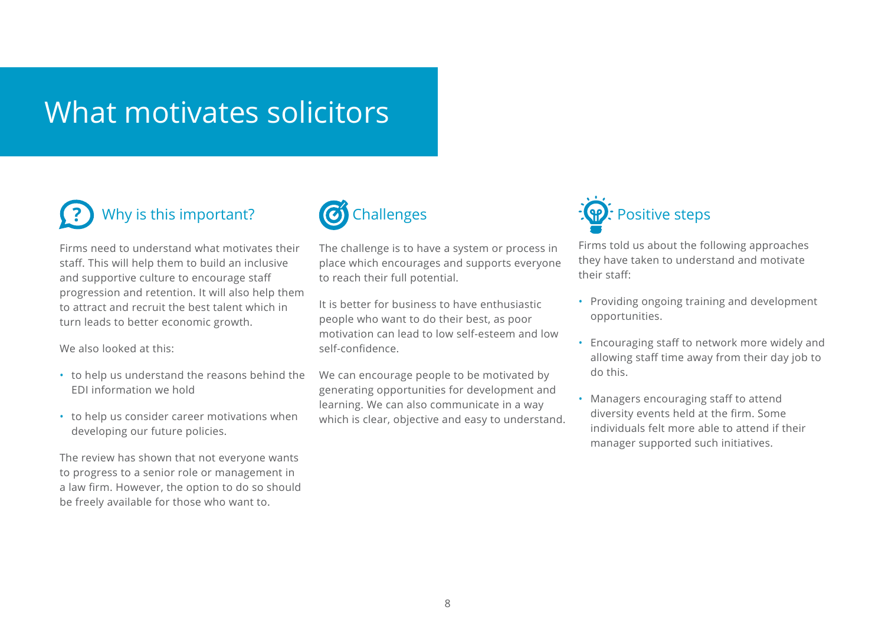# What motivates solicitors

## Why is this important?

Firms need to understand what motivates their staff. This will help them to build an inclusive and supportive culture to encourage staff progression and retention. It will also help them to attract and recruit the best talent which in turn leads to better economic growth.

We also looked at this:

- to help us understand the reasons behind the EDI information we hold
- to help us consider career motivations when developing our future policies.

The review has shown that not everyone wants to progress to a senior role or management in a law firm. However, the option to do so should be freely available for those who want to.

## Challenges

The challenge is to have a system or process in place which encourages and supports everyone to reach their full potential.

It is better for business to have enthusiastic people who want to do their best, as poor motivation can lead to low self-esteem and low self-confidence.

We can encourage people to be motivated by generating opportunities for development and learning. We can also communicate in a way which is clear, objective and easy to understand.

## Positive steps

Firms told us about the following approaches they have taken to understand and motivate their staff:

- Providing ongoing training and development opportunities.
- Encouraging staff to network more widely and allowing staff time away from their day job to do this.
- Managers encouraging staff to attend diversity events held at the firm. Some individuals felt more able to attend if their manager supported such initiatives.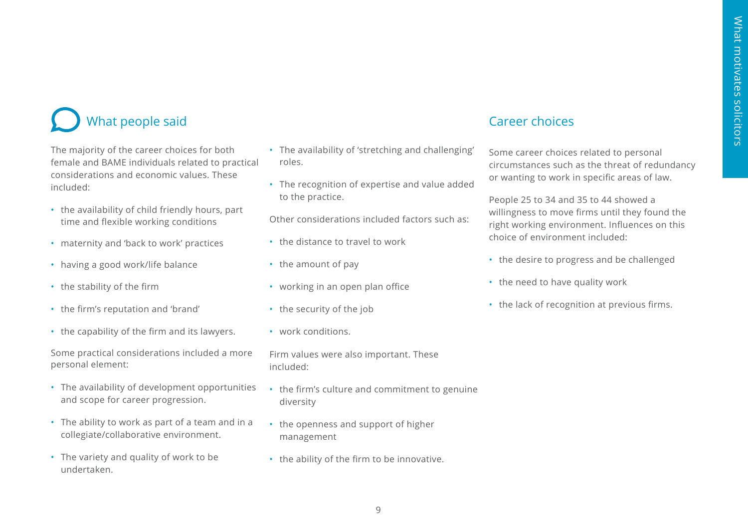## What people said

The majority of the career choices for both female and BAME individuals related to practical considerations and economic values. These included:

- the availability of child friendly hours, part time and flexible working conditions
- maternity and 'back to work' practices
- having a good work/life balance
- the stability of the firm
- the firm's reputation and 'brand'
- the capability of the firm and its lawyers.

Some practical considerations included a more personal element:

- The availability of development opportunities and scope for career progression.
- The ability to work as part of a team and in a collegiate/collaborative environment.
- The variety and quality of work to be undertaken.
- The availability of 'stretching and challenging' roles.
- The recognition of expertise and value added to the practice.

Other considerations included factors such as:

- the distance to travel to work
- the amount of pay
- working in an open plan office
- the security of the job
- work conditions.

Firm values were also important. These included:

- the firm's culture and commitment to genuine diversity
- the openness and support of higher management
- the ability of the firm to be innovative.

## Career choices

Some career choices related to personal circumstances such as the threat of redundancy or wanting to work in specific areas of law.

People 25 to 34 and 35 to 44 showed a willingness to move firms until they found the right working environment. Influences on this choice of environment included:

- the desire to progress and be challenged
- the need to have quality work
- the lack of recognition at previous firms.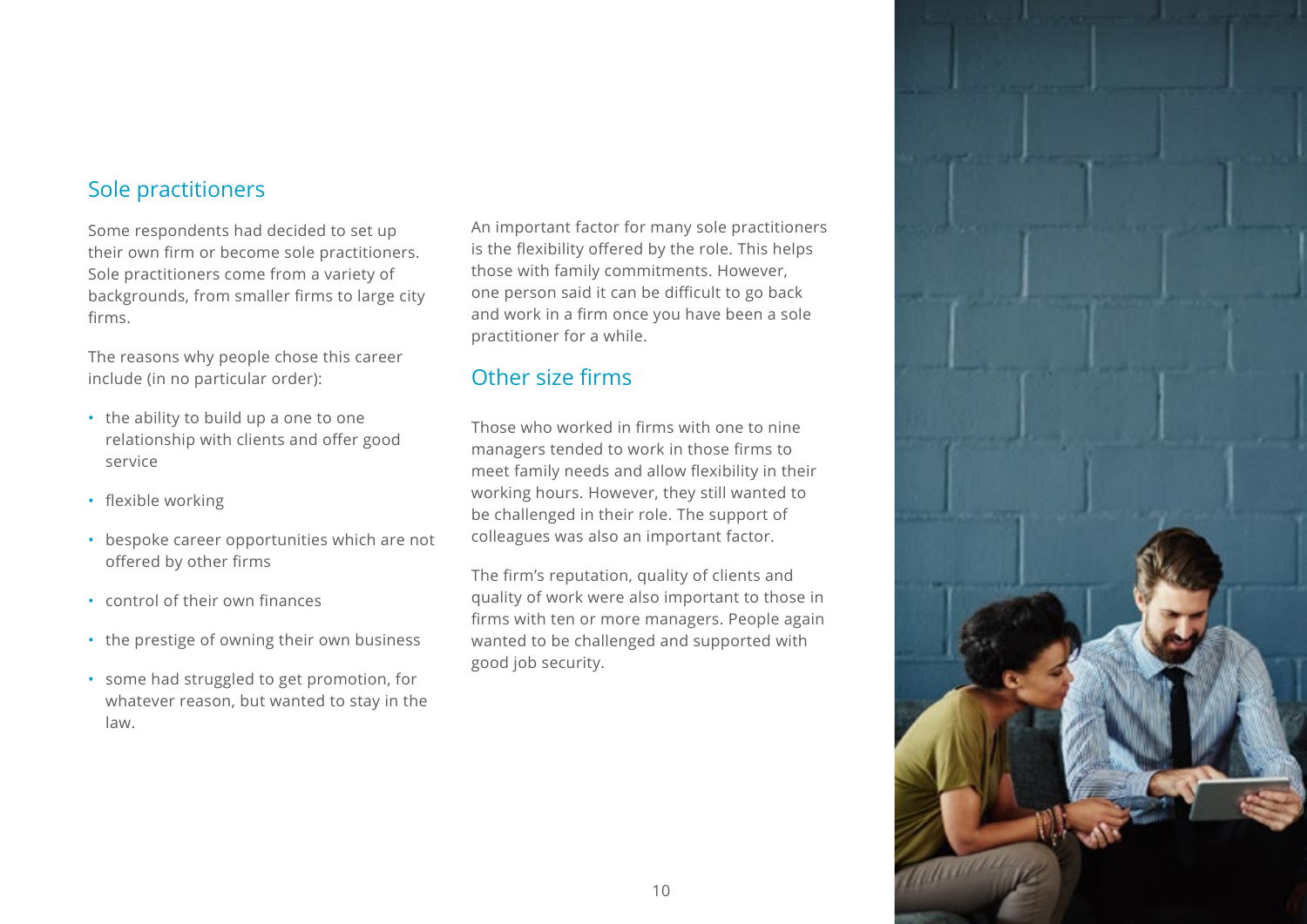## Sole practitioners

Some respondents had decided to set up their own firm or become sole practitioners. Sole practitioners come from a variety of backgrounds, from smaller firms to large city firms.

The reasons why people chose this career include (in no particular order):

- the ability to build up a one to one relationship with clients and offer good service
- flexible working
- bespoke career opportunities which are not offered by other firms
- control of their own finances
- the prestige of owning their own business
- some had struggled to get promotion, for whatever reason, but wanted to stay in the law.

An important factor for many sole practitioners is the flexibility offered by the role. This helps those with family commitments. However, one person said it can be difficult to go back and work in a firm once you have been a sole practitioner for a while.

## Other size firms

Those who worked in firms with one to nine managers tended to work in those firms to meet family needs and allow flexibility in their working hours. However, they still wanted to be challenged in their role. The support of colleagues was also an important factor.

The firm's reputation, quality of clients and quality of work were also important to those in firms with ten or more managers. People again wanted to be challenged and supported with good job security.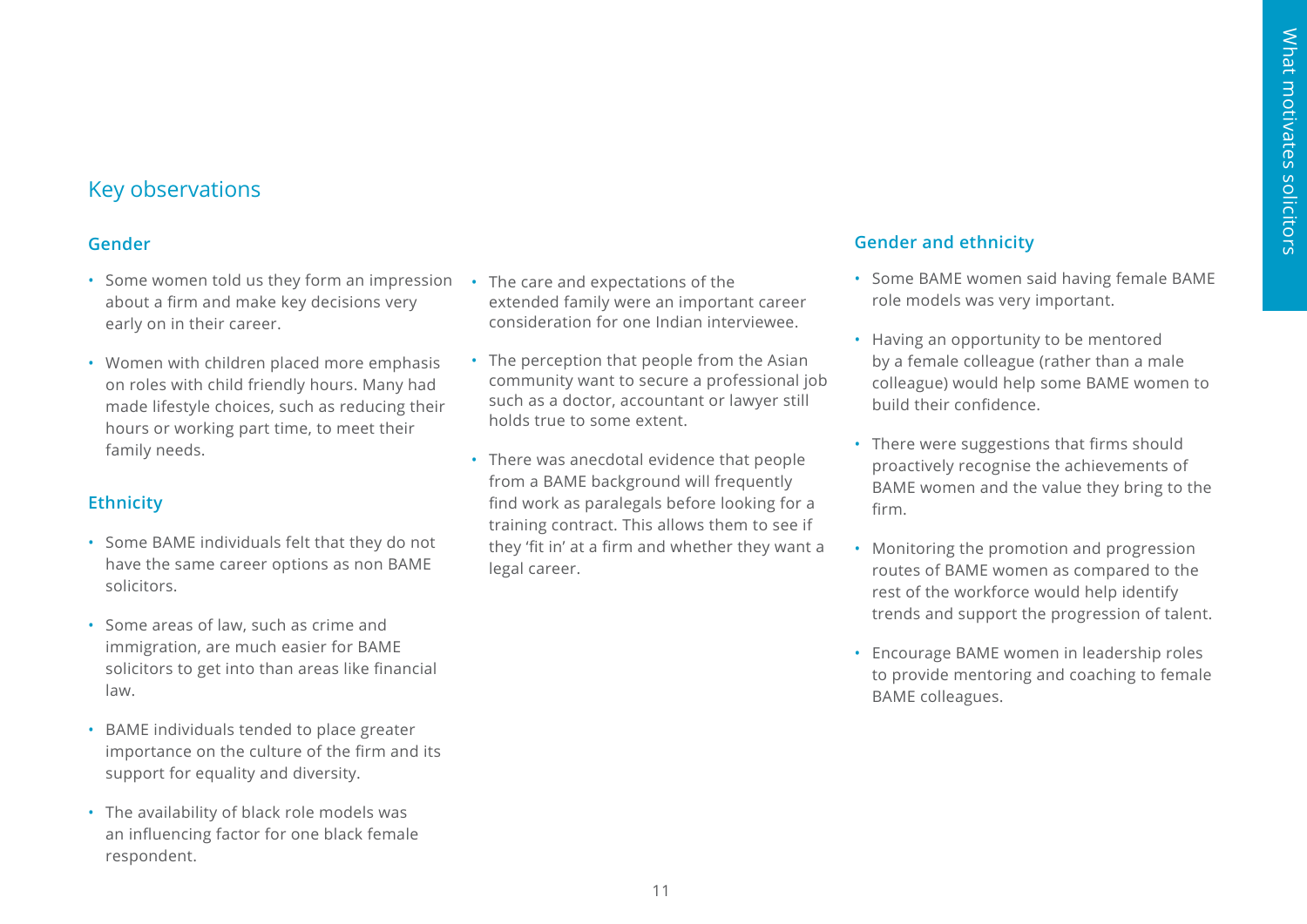## Key observations

### Gender

- Some women told us they form an impression about a firm and make key decisions very early on in their career.
- Women with children placed more emphasis on roles with child friendly hours. Many had made lifestyle choices, such as reducing their hours or working part time, to meet their family needs.

### Ethnicity

- Some BAME individuals felt that they do not have the same career options as non BAME solicitors.
- Some areas of law, such as crime and immigration, are much easier for BAME solicitors to get into than areas like financial law.
- BAME individuals tended to place greater importance on the culture of the firm and its support for equality and diversity.
- The availability of black role models was an influencing factor for one black female respondent.
- The care and expectations of the extended family were an important career consideration for one Indian interviewee.
- The perception that people from the Asian community want to secure a professional job such as a doctor, accountant or lawyer still holds true to some extent.
- There was anecdotal evidence that people from a BAME background will frequently find work as paralegals before looking for a training contract. This allows them to see if they 'fit in' at a firm and whether they want a legal career.

### Gender and ethnicity

- Some BAME women said having female BAME role models was very important.
- Having an opportunity to be mentored by a female colleague (rather than a male colleague) would help some BAME women to build their confidence.
- There were suggestions that firms should proactively recognise the achievements of BAME women and the value they bring to the firm.
- Monitoring the promotion and progression routes of BAME women as compared to the rest of the workforce would help identify trends and support the progression of talent.
- Encourage BAME women in leadership roles to provide mentoring and coaching to female BAME colleagues.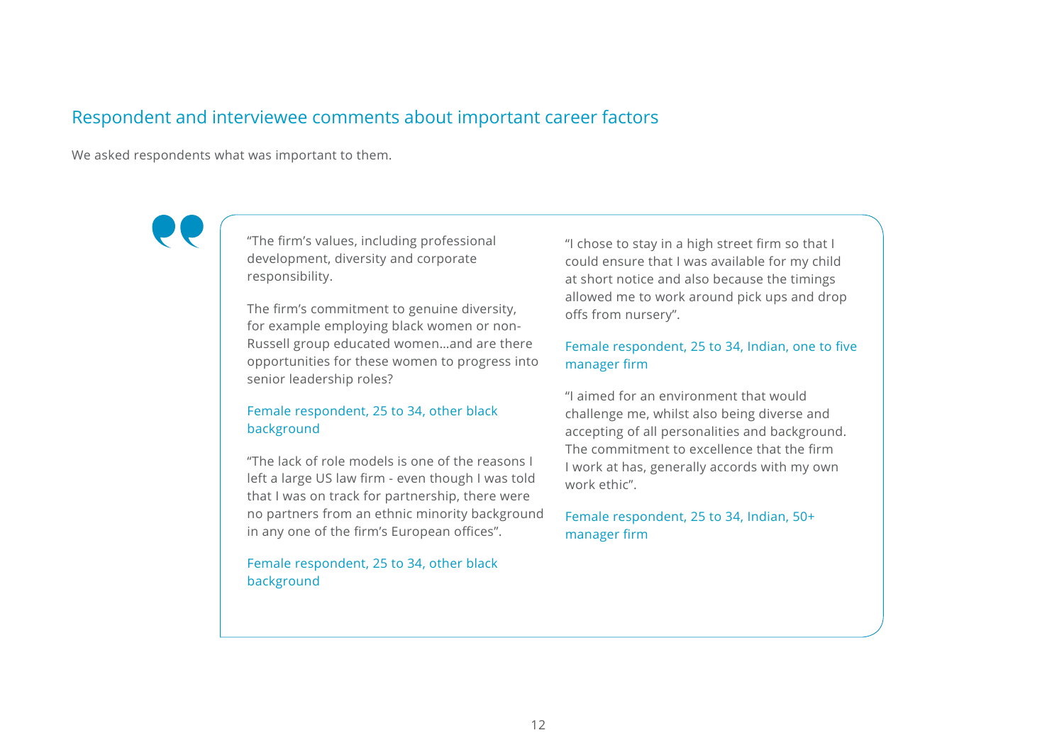## Respondent and interviewee comments about important career factors

We asked respondents what was important to them.

"The firm's values, including professional development, diversity and corporate responsibility.

The firm's commitment to genuine diversity, for example employing black women or non-Russell group educated women...and are there opportunities for these women to progress into senior leadership roles?

Female respondent, 25 to 34, other black background

"The lack of role models is one of the reasons I left a large US law firm - even though I was told that I was on track for partnership, there were no partners from an ethnic minority background in any one of the firm's European offices".

Female respondent, 25 to 34, other black background

"I chose to stay in a high street firm so that I could ensure that I was available for my child at short notice and also because the timings allowed me to work around pick ups and drop offs from nursery".

Female respondent, 25 to 34, Indian, one to five manager firm

"I aimed for an environment that would challenge me, whilst also being diverse and accepting of all personalities and background. The commitment to excellence that the firm I work at has, generally accords with my own work ethic".

Female respondent, 25 to 34, Indian, 50+ manager firm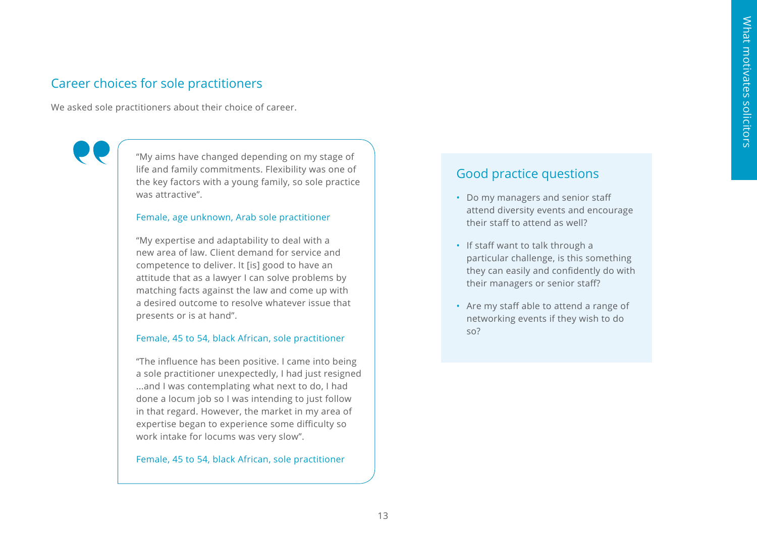## Career choices for sole practitioners

We asked sole practitioners about their choice of career.

"My aims have changed depending on my stage of life and family commitments. Flexibility was one of the key factors with a young family, so sole practice was attractive".

Female, age unknown, Arab sole practitioner

"My expertise and adaptability to deal with a new area of law. Client demand for service and competence to deliver. It [is] good to have an attitude that as a lawyer I can solve problems by matching facts against the law and come up with a desired outcome to resolve whatever issue that presents or is at hand".

Female, 45 to 54, black African, sole practitioner

"The influence has been positive. I came into being a sole practitioner unexpectedly, I had just resigned ...and I was contemplating what next to do, I had done a locum job so I was intending to just follow in that regard. However, the market in my area of expertise began to experience some difficulty so work intake for locums was very slow".

Female, 45 to 54, black African, sole practitioner

### Good practice questions

- Do my managers and senior staff attend diversity events and encourage their staff to attend as well?
- If staff want to talk through a particular challenge, is this something they can easily and confidently do with their managers or senior staff?
- Are my staff able to attend a range of networking events if they wish to do so?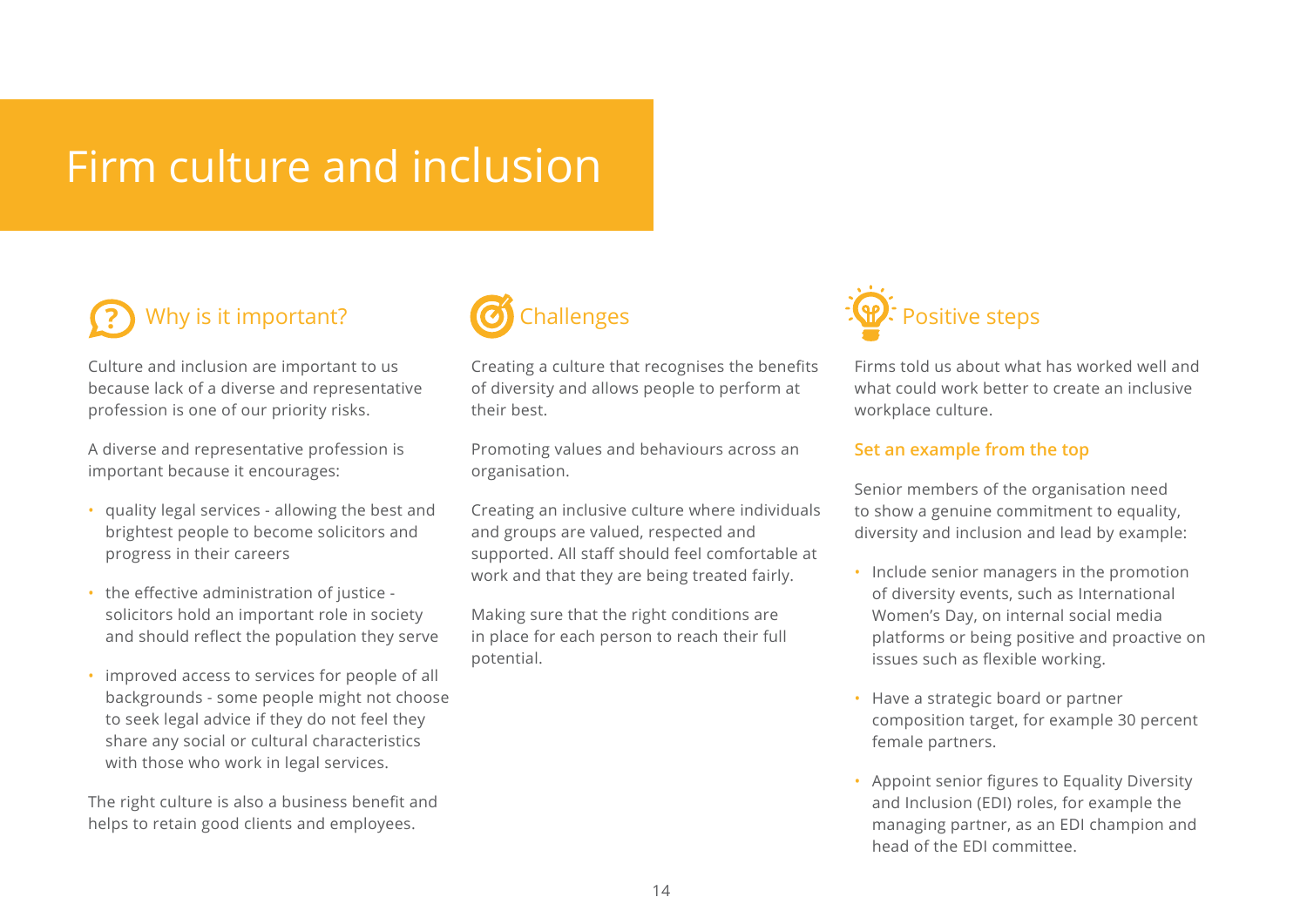# Firm culture and inclusion

## Why is it important?

Culture and inclusion are important to us because lack of a diverse and representative profession is one of our priority risks.

A diverse and representative profession is important because it encourages:

- quality legal services - allowing the best and brightest people to become solicitors and progress in their careers
- the effective administration of justice - solicitors hold an important role in society and should reflect the population they serve
- improved access to services for people of all backgrounds - some people might not choose to seek legal advice if they do not feel they share any social or cultural characteristics with those who work in legal services.

The right culture is also a business benefit and helps to retain good clients and employees.

## Challenges

Creating a culture that recognises the benefits of diversity and allows people to perform at their best.

Promoting values and behaviours across an organisation.

Creating an inclusive culture where individuals and groups are valued, respected and supported. All staff should feel comfortable at work and that they are being treated fairly.

Making sure that the right conditions are in place for each person to reach their full potential.

## Positive steps

Firms told us about what has worked well and what could work better to create an inclusive workplace culture.

### Set an example from the top

Senior members of the organisation need to show a genuine commitment to equality, diversity and inclusion and lead by example:

- Include senior managers in the promotion of diversity events, such as International Women's Day, on internal social media platforms or being positive and proactive on issues such as flexible working.
- Have a strategic board or partner composition target, for example 30 percent female partners.
- Appoint senior figures to Equality Diversity and Inclusion (EDI) roles, for example the managing partner, as an EDI champion and head of the EDI committee.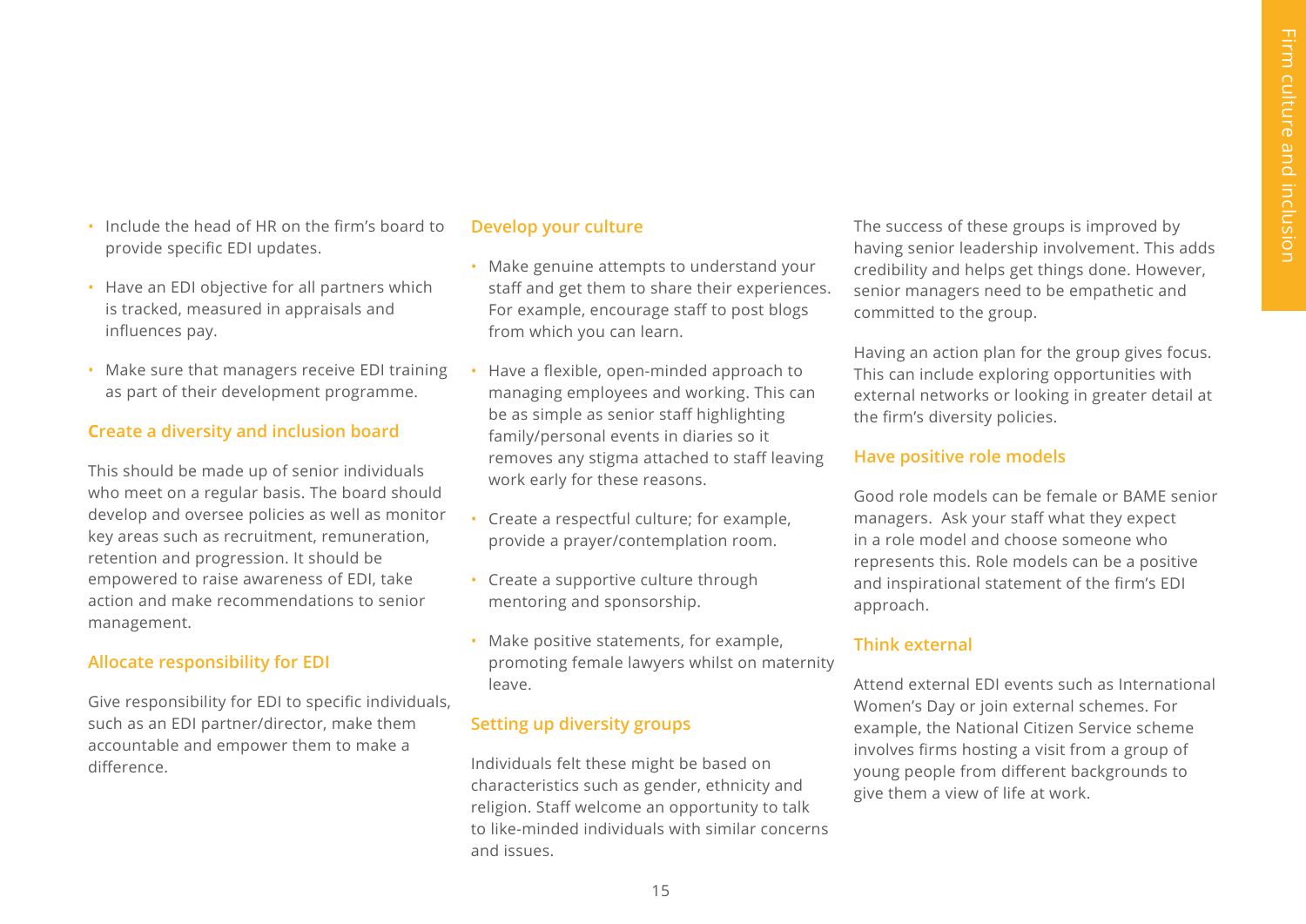- Include the head of HR on the firm's board to provide specific EDI updates.
- Have an EDI objective for all partners which is tracked, measured in appraisals and influences pay.
- Make sure that managers receive EDI training as part of their development programme.

### Create a diversity and inclusion board

This should be made up of senior individuals who meet on a regular basis. The board should develop and oversee policies as well as monitor key areas such as recruitment, remuneration, retention and progression. It should be empowered to raise awareness of EDI, take action and make recommendations to senior management.

### Allocate responsibility for EDI

Give responsibility for EDI to specific individuals, such as an EDI partner/director, make them accountable and empower them to make a difference.

### Develop your culture

- Make genuine attempts to understand your staff and get them to share their experiences. For example, encourage staff to post blogs from which you can learn.
- Have a flexible, open-minded approach to managing employees and working. This can be as simple as senior staff highlighting family/personal events in diaries so it removes any stigma attached to staff leaving work early for these reasons.
- Create a respectful culture; for example, provide a prayer/contemplation room.
- Create a supportive culture through mentoring and sponsorship.
- Make positive statements, for example, promoting female lawyers whilst on maternity leave.

### Setting up diversity groups

Individuals felt these might be based on characteristics such as gender, ethnicity and religion. Staff welcome an opportunity to talk to like-minded individuals with similar concerns and issues.

The success of these groups is improved by having senior leadership involvement. This adds credibility and helps get things done. However, senior managers need to be empathetic and committed to the group.

Having an action plan for the group gives focus. This can include exploring opportunities with external networks or looking in greater detail at the firm's diversity policies.

### Have positive role models

Good role models can be female or BAME senior managers. Ask your staff what they expect in a role model and choose someone who represents this. Role models can be a positive and inspirational statement of the firm's EDI approach.

### Think external

Attend external EDI events such as International Women's Day or join external schemes. For example, the National Citizen Service scheme involves firms hosting a visit from a group of young people from different backgrounds to give them a view of life at work.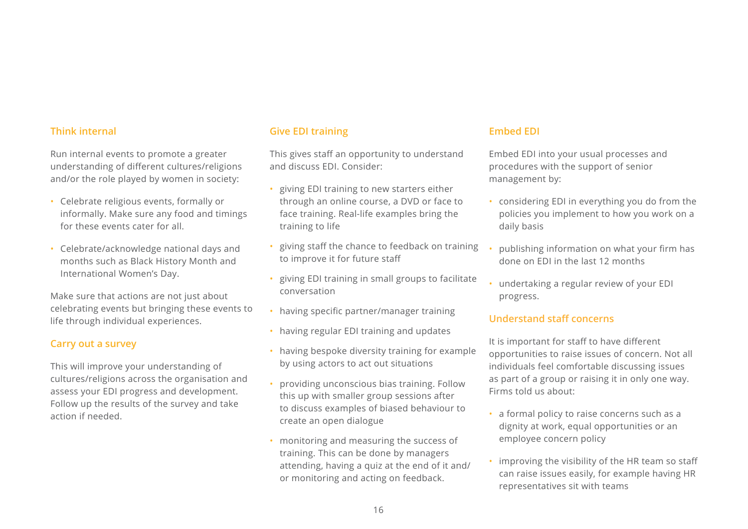### Think internal

Run internal events to promote a greater understanding of different cultures/religions and/or the role played by women in society:

- Celebrate religious events, formally or informally. Make sure any food and timings for these events cater for all.
- Celebrate/acknowledge national days and months such as Black History Month and International Women's Day.

Make sure that actions are not just about celebrating events but bringing these events to life through individual experiences.

### Carry out a survey

This will improve your understanding of cultures/religions across the organisation and assess your EDI progress and development. Follow up the results of the survey and take action if needed.

### Give EDI training

This gives staff an opportunity to understand and discuss EDI. Consider:

- giving EDI training to new starters either through an online course, a DVD or face to face training. Real-life examples bring the training to life
- giving staff the chance to feedback on training to improve it for future staff
- giving EDI training in small groups to facilitate conversation
- having specific partner/manager training
- having regular EDI training and updates
- having bespoke diversity training for example by using actors to act out situations
- providing unconscious bias training. Follow this up with smaller group sessions after to discuss examples of biased behaviour to create an open dialogue
- monitoring and measuring the success of training. This can be done by managers attending, having a quiz at the end of it and/or monitoring and acting on feedback.

### Embed EDI

Embed EDI into your usual processes and procedures with the support of senior management by:

- considering EDI in everything you do from the policies you implement to how you work on a daily basis
- publishing information on what your firm has done on EDI in the last 12 months
- undertaking a regular review of your EDI progress.

### Understand staff concerns

It is important for staff to have different opportunities to raise issues of concern. Not all individuals feel comfortable discussing issues as part of a group or raising it in only one way. Firms told us about:

- a formal policy to raise concerns such as a dignity at work, equal opportunities or an employee concern policy
- improving the visibility of the HR team so staff can raise issues easily, for example having HR representatives sit with teams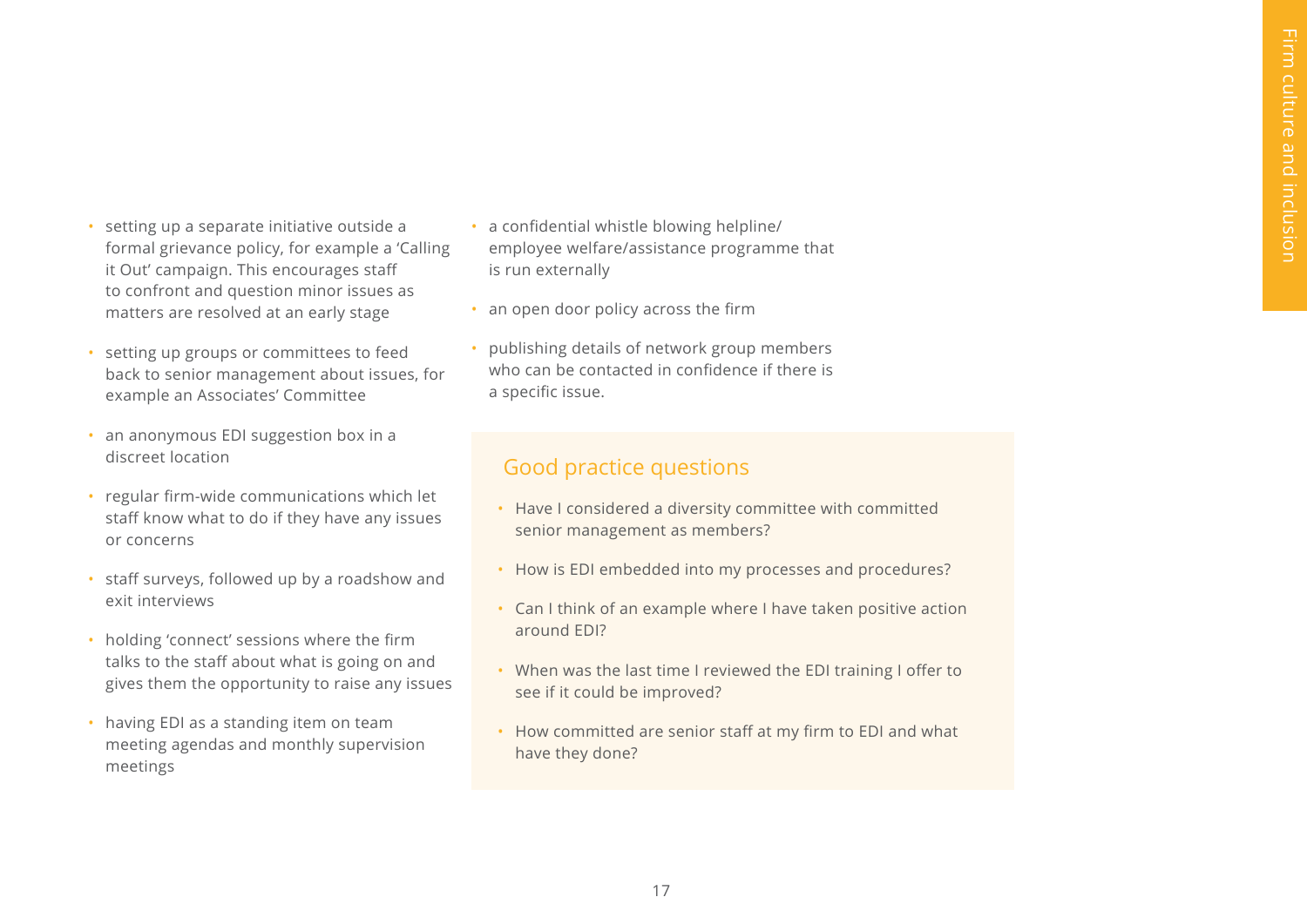- setting up a separate initiative outside a formal grievance policy, for example a 'Calling it Out' campaign. This encourages staff to confront and question minor issues as matters are resolved at an early stage
- setting up groups or committees to feed back to senior management about issues, for example an Associates' Committee
- an anonymous EDI suggestion box in a discreet location
- regular firm-wide communications which let staff know what to do if they have any issues or concerns
- staff surveys, followed up by a roadshow and exit interviews
- holding 'connect' sessions where the firm talks to the staff about what is going on and gives them the opportunity to raise any issues
- having EDI as a standing item on team meeting agendas and monthly supervision meetings
- a confidential whistle blowing helpline/ employee welfare/assistance programme that is run externally
- an open door policy across the firm
- publishing details of network group members who can be contacted in confidence if there is a specific issue.

## Good practice questions

- Have I considered a diversity committee with committed senior management as members?
- How is EDI embedded into my processes and procedures?
- Can I think of an example where I have taken positive action around EDI?
- When was the last time I reviewed the EDI training I offer to see if it could be improved?
- How committed are senior staff at my firm to EDI and what have they done?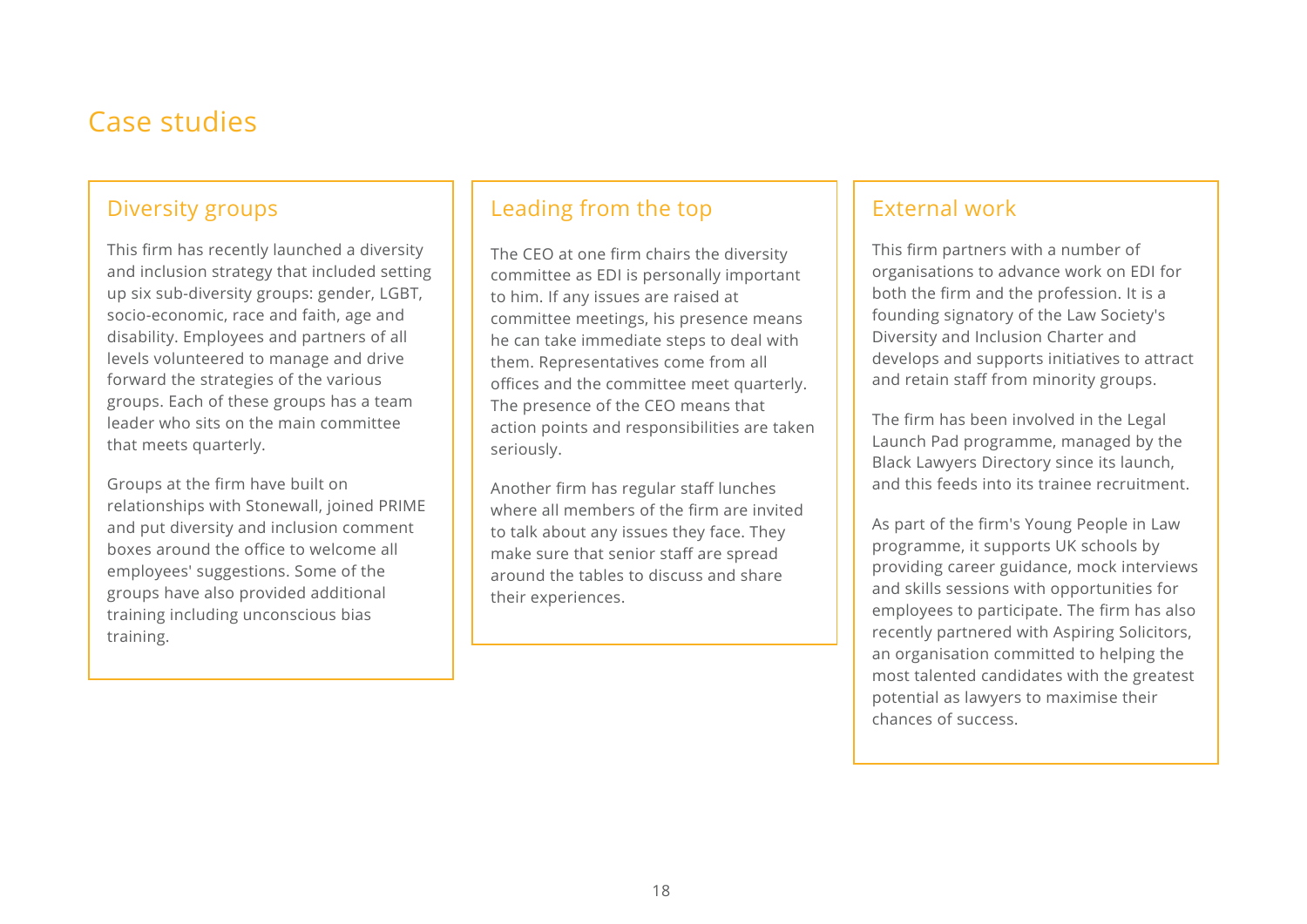# Case studies

## Diversity groups

This firm has recently launched a diversity and inclusion strategy that included setting up six sub-diversity groups: gender, LGBT, socio-economic, race and faith, age and disability. Employees and partners of all levels volunteered to manage and drive forward the strategies of the various groups. Each of these groups has a team leader who sits on the main committee that meets quarterly.

Groups at the firm have built on relationships with Stonewall, joined PRIME and put diversity and inclusion comment boxes around the office to welcome all employees' suggestions. Some of the groups have also provided additional training including unconscious bias training.

## Leading from the top

The CEO at one firm chairs the diversity committee as EDI is personally important to him. If any issues are raised at committee meetings, his presence means he can take immediate steps to deal with them. Representatives come from all offices and the committee meet quarterly. The presence of the CEO means that action points and responsibilities are taken seriously.

Another firm has regular staff lunches where all members of the firm are invited to talk about any issues they face. They make sure that senior staff are spread around the tables to discuss and share their experiences.

## External work

This firm partners with a number of organisations to advance work on EDI for both the firm and the profession. It is a founding signatory of the Law Society's Diversity and Inclusion Charter and develops and supports initiatives to attract and retain staff from minority groups.

The firm has been involved in the Legal Launch Pad programme, managed by the Black Lawyers Directory since its launch, and this feeds into its trainee recruitment.

As part of the firm's Young People in Law programme, it supports UK schools by providing career guidance, mock interviews and skills sessions with opportunities for employees to participate. The firm has also recently partnered with Aspiring Solicitors, an organisation committed to helping the most talented candidates with the greatest potential as lawyers to maximise their chances of success.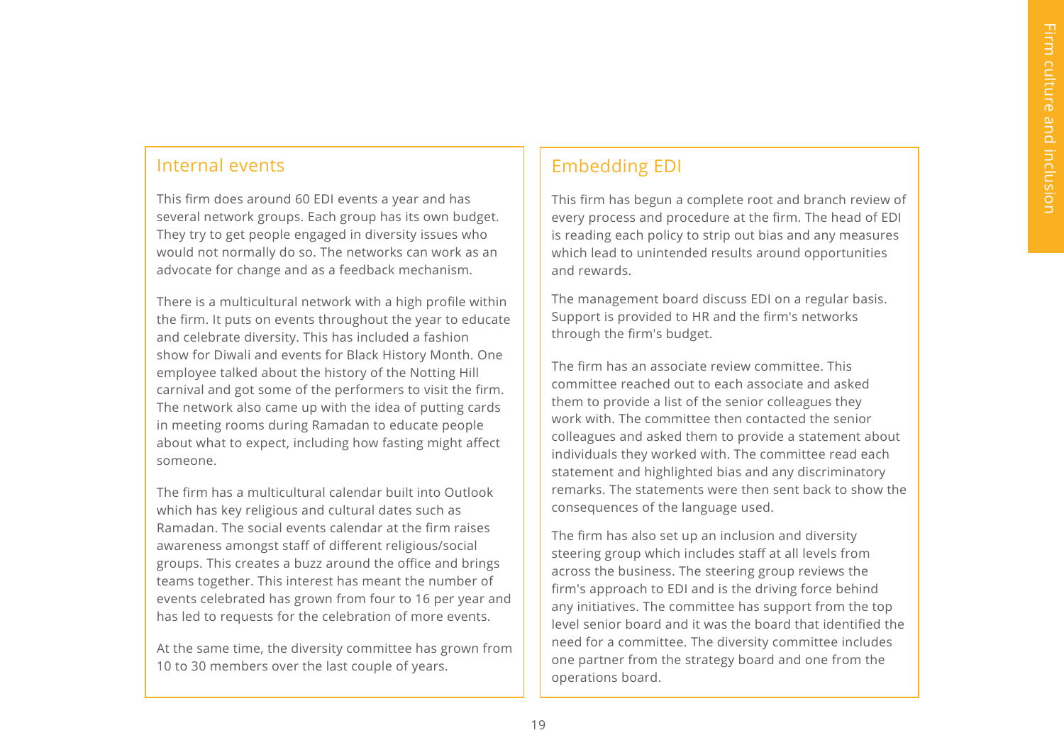## Internal events

This firm does around 60 EDI events a year and has several network groups. Each group has its own budget. They try to get people engaged in diversity issues who would not normally do so. The networks can work as an advocate for change and as a feedback mechanism.

There is a multicultural network with a high profile within the firm. It puts on events throughout the year to educate and celebrate diversity. This has included a fashion show for Diwali and events for Black History Month. One employee talked about the history of the Notting Hill carnival and got some of the performers to visit the firm. The network also came up with the idea of putting cards in meeting rooms during Ramadan to educate people about what to expect, including how fasting might affect someone.

The firm has a multicultural calendar built into Outlook which has key religious and cultural dates such as Ramadan. The social events calendar at the firm raises awareness amongst staff of different religious/social groups. This creates a buzz around the office and brings teams together. This interest has meant the number of events celebrated has grown from four to 16 per year and has led to requests for the celebration of more events.

At the same time, the diversity committee has grown from 10 to 30 members over the last couple of years.

## Embedding EDI

This firm has begun a complete root and branch review of every process and procedure at the firm. The head of EDI is reading each policy to strip out bias and any measures which lead to unintended results around opportunities and rewards.

The management board discuss EDI on a regular basis. Support is provided to HR and the firm's networks through the firm's budget.

The firm has an associate review committee. This committee reached out to each associate and asked them to provide a list of the senior colleagues they work with. The committee then contacted the senior colleagues and asked them to provide a statement about individuals they worked with. The committee read each statement and highlighted bias and any discriminatory remarks. The statements were then sent back to show the consequences of the language used.

The firm has also set up an inclusion and diversity steering group which includes staff at all levels from across the business. The steering group reviews the firm's approach to EDI and is the driving force behind any initiatives. The committee has support from the top level senior board and it was the board that identified the need for a committee. The diversity committee includes one partner from the strategy board and one from the operations board.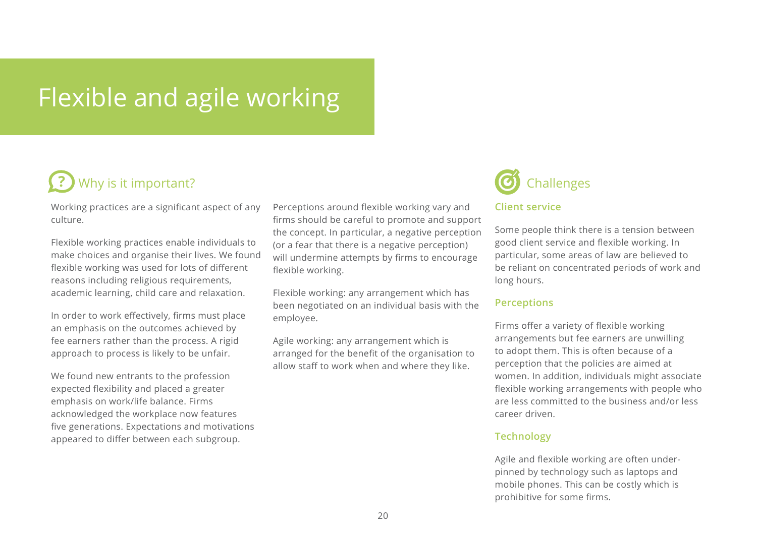# Flexible and agile working

## Why is it important?

Working practices are a significant aspect of any culture.

Flexible working practices enable individuals to make choices and organise their lives. We found flexible working was used for lots of different reasons including religious requirements, academic learning, child care and relaxation.

In order to work effectively, firms must place an emphasis on the outcomes achieved by fee earners rather than the process. A rigid approach to process is likely to be unfair.

We found new entrants to the profession expected flexibility and placed a greater emphasis on work/life balance. Firms acknowledged the workplace now features five generations. Expectations and motivations appeared to differ between each subgroup.

Perceptions around flexible working vary and firms should be careful to promote and support the concept. In particular, a negative perception (or a fear that there is a negative perception) will undermine attempts by firms to encourage flexible working.

Flexible working: any arrangement which has been negotiated on an individual basis with the employee.

Agile working: any arrangement which is arranged for the benefit of the organisation to allow staff to work when and where they like.

## Challenges

### Client service

Some people think there is a tension between good client service and flexible working. In particular, some areas of law are believed to be reliant on concentrated periods of work and long hours.

### Perceptions

Firms offer a variety of flexible working arrangements but fee earners are unwilling to adopt them. This is often because of a perception that the policies are aimed at women. In addition, individuals might associate flexible working arrangements with people who are less committed to the business and/or less career driven.

### Technology

Agile and flexible working are often under-pinned by technology such as laptops and mobile phones. This can be costly which is prohibitive for some firms.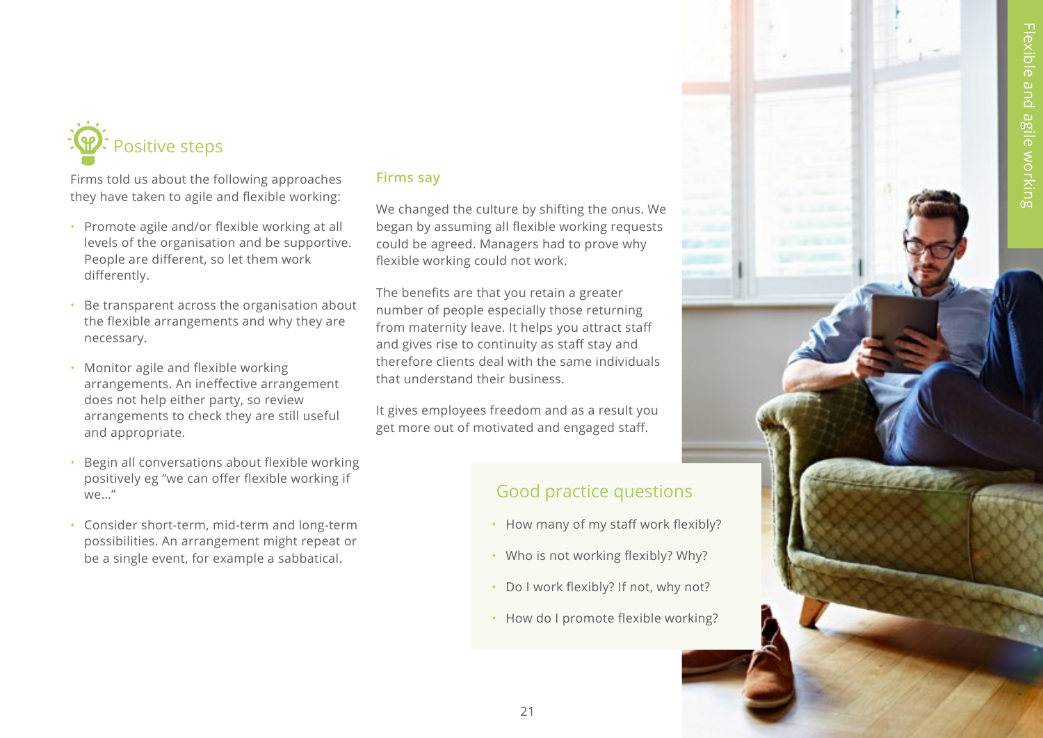## Positive steps

Firms told us about the following approaches they have taken to agile and flexible working:

- Promote agile and/or flexible working at all levels of the organisation and be supportive. People are different, so let them work differently.
- Be transparent across the organisation about the flexible arrangements and why they are necessary.
- Monitor agile and flexible working arrangements. An ineffective arrangement does not help either party, so review arrangements to check they are still useful and appropriate.
- Begin all conversations about flexible working positively eg "we can offer flexible working if we..."
- Consider short-term, mid-term and long-term possibilities. An arrangement might repeat or be a single event, for example a sabbatical.

### Firms say

We changed the culture by shifting the onus. We began by assuming all flexible working requests could be agreed. Managers had to prove why flexible working could not work.

The benefits are that you retain a greater number of people especially those returning from maternity leave. It helps you attract staff and gives rise to continuity as staff stay and therefore clients deal with the same individuals that understand their business.

It gives employees freedom and as a result you get more out of motivated and engaged staff.

### Good practice questions

- How many of my staff work flexibly?
- Who is not working flexibly? Why?
- Do I work flexibly? If not, why not?
- How do I promote flexible working?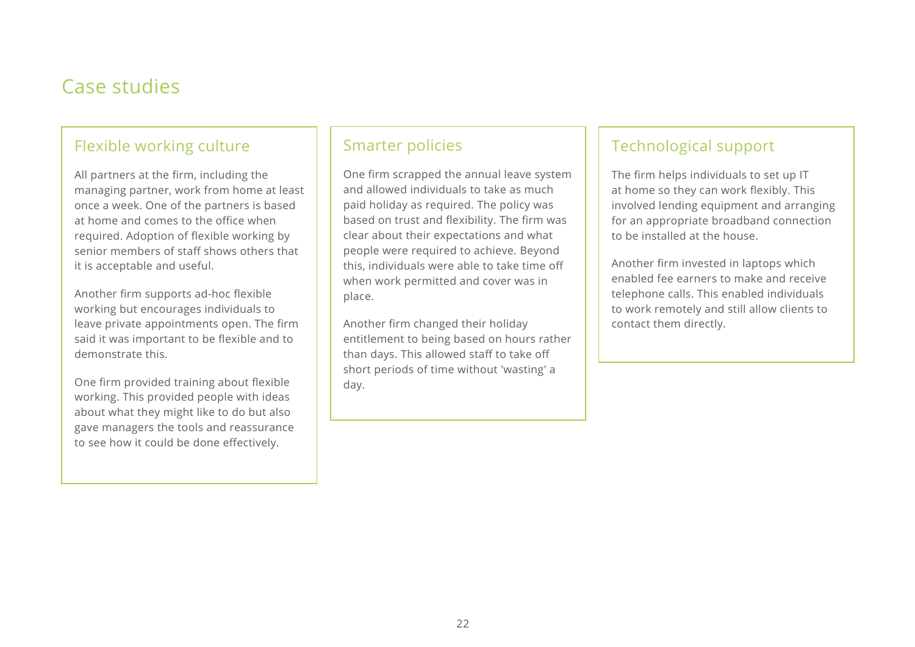# Case studies

## Flexible working culture

All partners at the firm, including the managing partner, work from home at least once a week. One of the partners is based at home and comes to the office when required. Adoption of flexible working by senior members of staff shows others that it is acceptable and useful.

Another firm supports ad-hoc flexible working but encourages individuals to leave private appointments open. The firm said it was important to be flexible and to demonstrate this.

One firm provided training about flexible working. This provided people with ideas about what they might like to do but also gave managers the tools and reassurance to see how it could be done effectively.

## Smarter policies

One firm scrapped the annual leave system and allowed individuals to take as much paid holiday as required. The policy was based on trust and flexibility. The firm was clear about their expectations and what people were required to achieve. Beyond this, individuals were able to take time off when work permitted and cover was in place.

Another firm changed their holiday entitlement to being based on hours rather than days. This allowed staff to take off short periods of time without 'wasting' a day.

## Technological support

The firm helps individuals to set up IT at home so they can work flexibly. This involved lending equipment and arranging for an appropriate broadband connection to be installed at the house.

Another firm invested in laptops which enabled fee earners to make and receive telephone calls. This enabled individuals to work remotely and still allow clients to contact them directly.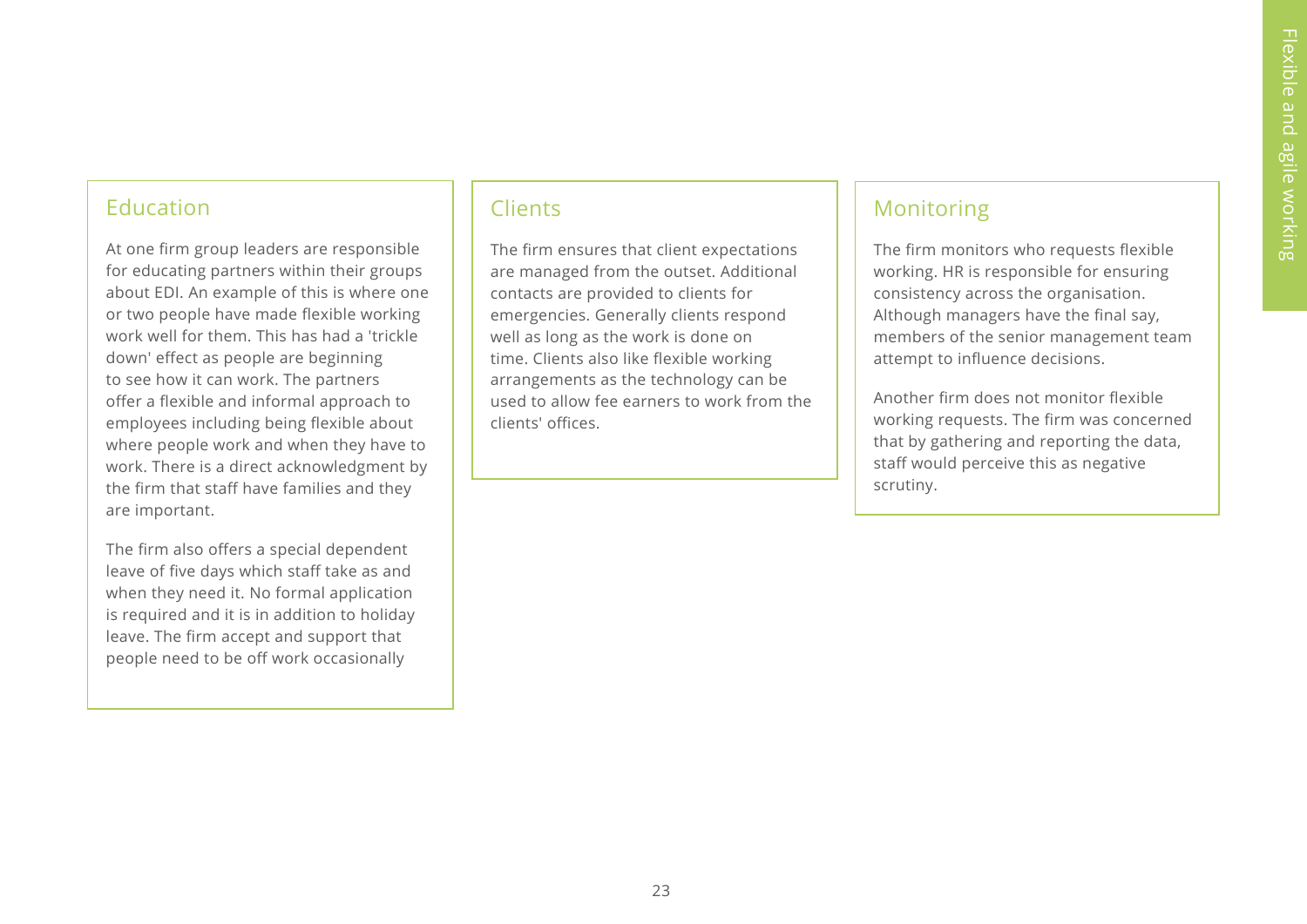## Education

At one firm group leaders are responsible for educating partners within their groups about EDI. An example of this is where one or two people have made flexible working work well for them. This has had a 'trickle down' effect as people are beginning to see how it can work. The partners offer a flexible and informal approach to employees including being flexible about where people work and when they have to work. There is a direct acknowledgment by the firm that staff have families and they are important.

The firm also offers a special dependent leave of five days which staff take as and when they need it. No formal application is required and it is in addition to holiday leave. The firm accept and support that people need to be off work occasionally

## Clients

The firm ensures that client expectations are managed from the outset. Additional contacts are provided to clients for emergencies. Generally clients respond well as long as the work is done on time. Clients also like flexible working arrangements as the technology can be used to allow fee earners to work from the clients' offices.

## Monitoring

The firm monitors who requests flexible working. HR is responsible for ensuring consistency across the organisation. Although managers have the final say, members of the senior management team attempt to influence decisions.

Another firm does not monitor flexible working requests. The firm was concerned that by gathering and reporting the data, staff would perceive this as negative scrutiny.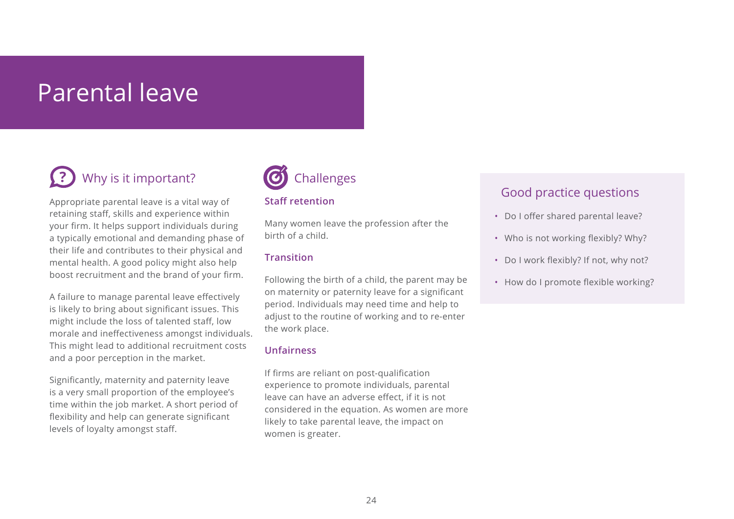# Parental leave

## Why is it important?

Appropriate parental leave is a vital way of retaining staff, skills and experience within your firm. It helps support individuals during a typically emotional and demanding phase of their life and contributes to their physical and mental health. A good policy might also help boost recruitment and the brand of your firm.

A failure to manage parental leave effectively is likely to bring about significant issues. This might include the loss of talented staff, low morale and ineffectiveness amongst individuals. This might lead to additional recruitment costs and a poor perception in the market.

Significantly, maternity and paternity leave is a very small proportion of the employee's time within the job market. A short period of flexibility and help can generate significant levels of loyalty amongst staff.

## Challenges

### Staff retention

Many women leave the profession after the birth of a child.

### Transition

Following the birth of a child, the parent may be on maternity or paternity leave for a significant period. Individuals may need time and help to adjust to the routine of working and to re-enter the work place.

### Unfairness

If firms are reliant on post-qualification experience to promote individuals, parental leave can have an adverse effect, if it is not considered in the equation. As women are more likely to take parental leave, the impact on women is greater.

## Good practice questions

- Do I offer shared parental leave?
- Who is not working flexibly? Why?
- Do I work flexibly? If not, why not?
- How do I promote flexible working?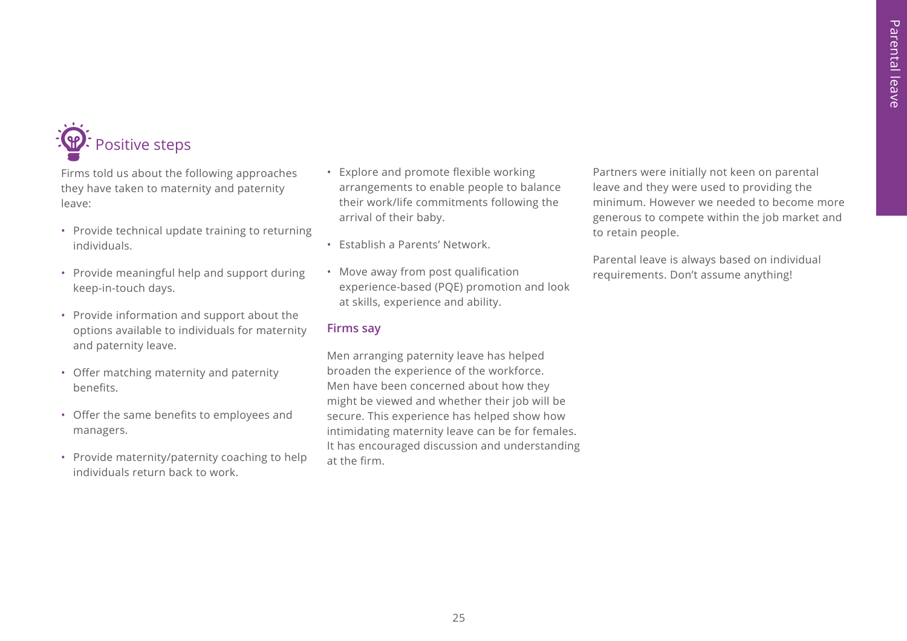## Positive steps

Firms told us about the following approaches they have taken to maternity and paternity leave:

- Provide technical update training to returning individuals.
- Provide meaningful help and support during keep-in-touch days.
- Provide information and support about the options available to individuals for maternity and paternity leave.
- Offer matching maternity and paternity benefits.
- Offer the same benefits to employees and managers.
- Provide maternity/paternity coaching to help individuals return back to work.
- Explore and promote flexible working arrangements to enable people to balance their work/life commitments following the arrival of their baby.
- Establish a Parents' Network.
- Move away from post qualification experience-based (PQE) promotion and look at skills, experience and ability.

### Firms say

Men arranging paternity leave has helped broaden the experience of the workforce. Men have been concerned about how they might be viewed and whether their job will be secure. This experience has helped show how intimidating maternity leave can be for females. It has encouraged discussion and understanding at the firm.

Partners were initially not keen on parental leave and they were used to providing the minimum. However we needed to become more generous to compete within the job market and to retain people.

Parental leave is always based on individual requirements. Don't assume anything!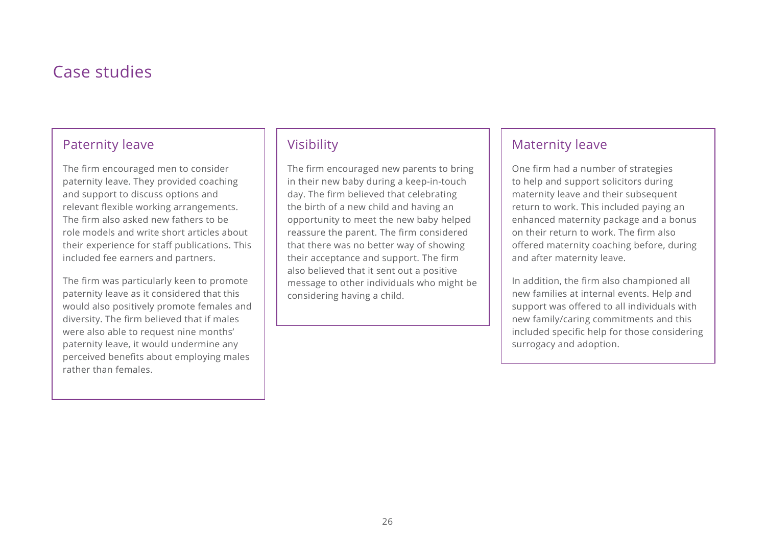# Case studies

## Paternity leave

The firm encouraged men to consider paternity leave. They provided coaching and support to discuss options and relevant flexible working arrangements. The firm also asked new fathers to be role models and write short articles about their experience for staff publications. This included fee earners and partners.

The firm was particularly keen to promote paternity leave as it considered that this would also positively promote females and diversity. The firm believed that if males were also able to request nine months' paternity leave, it would undermine any perceived benefits about employing males rather than females.

## Visibility

The firm encouraged new parents to bring in their new baby during a keep-in-touch day. The firm believed that celebrating the birth of a new child and having an opportunity to meet the new baby helped reassure the parent. The firm considered that there was no better way of showing their acceptance and support. The firm also believed that it sent out a positive message to other individuals who might be considering having a child.

## Maternity leave

One firm had a number of strategies to help and support solicitors during maternity leave and their subsequent return to work. This included paying an enhanced maternity package and a bonus on their return to work. The firm also offered maternity coaching before, during and after maternity leave.

In addition, the firm also championed all new families at internal events. Help and support was offered to all individuals with new family/caring commitments and this included specific help for those considering surrogacy and adoption.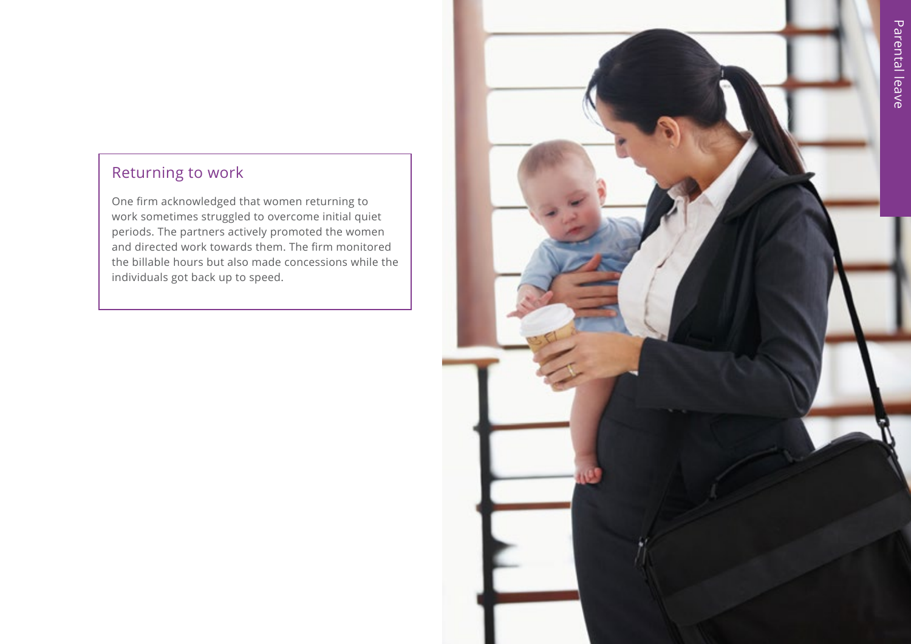## Returning to work

One firm acknowledged that women returning to work sometimes struggled to overcome initial quiet periods. The partners actively promoted the women and directed work towards them. The firm monitored the billable hours but also made concessions while the individuals got back up to speed.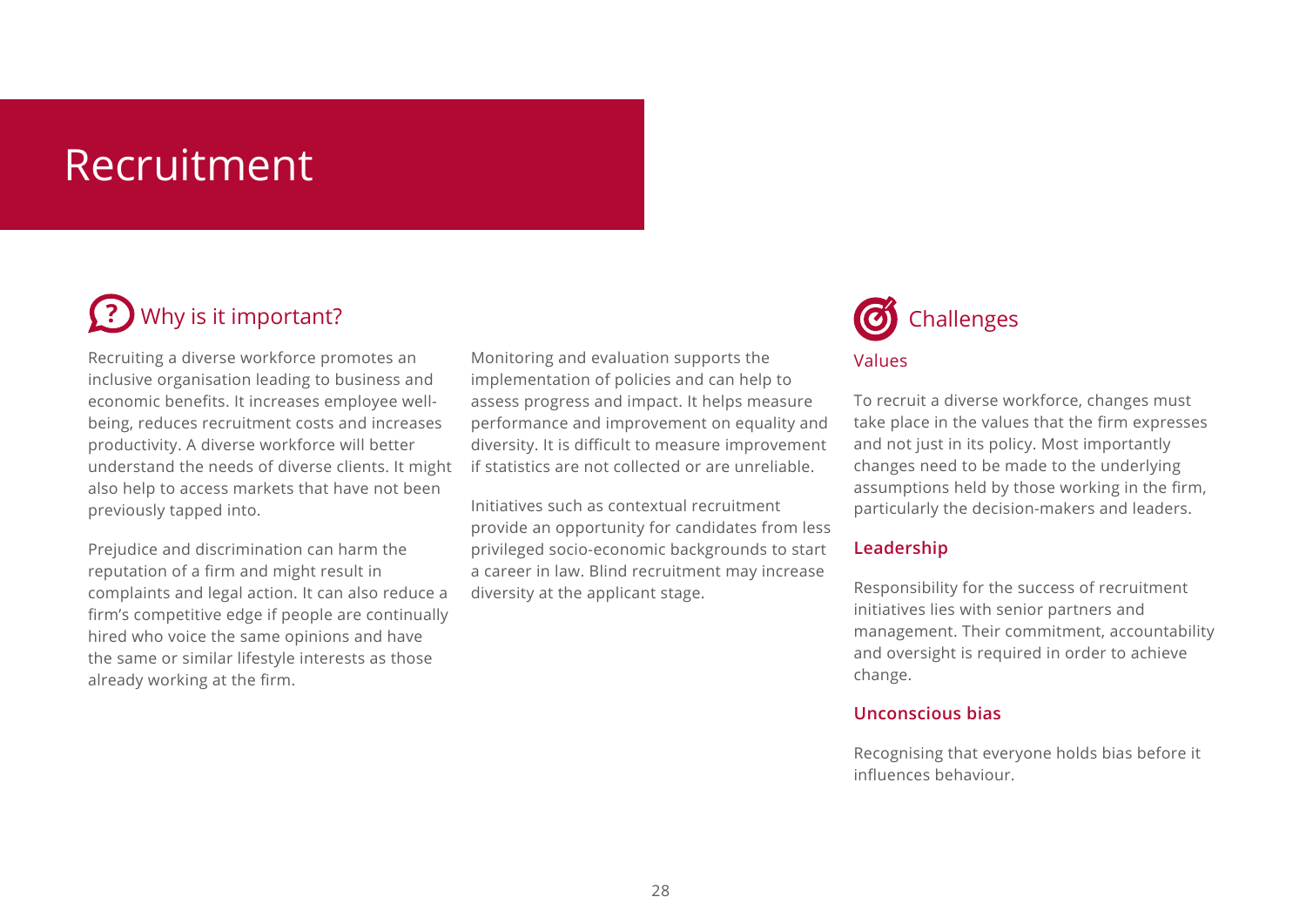# Recruitment

## Why is it important?

Recruiting a diverse workforce promotes an inclusive organisation leading to business and economic benefits. It increases employee well-being, reduces recruitment costs and increases productivity. A diverse workforce will better understand the needs of diverse clients. It might also help to access markets that have not been previously tapped into.

Prejudice and discrimination can harm the reputation of a firm and might result in complaints and legal action. It can also reduce a firm's competitive edge if people are continually hired who voice the same opinions and have the same or similar lifestyle interests as those already working at the firm.

Monitoring and evaluation supports the implementation of policies and can help to assess progress and impact. It helps measure performance and improvement on equality and diversity. It is difficult to measure improvement if statistics are not collected or are unreliable.

Initiatives such as contextual recruitment provide an opportunity for candidates from less privileged socio-economic backgrounds to start a career in law. Blind recruitment may increase diversity at the applicant stage.

## Challenges

### Values

To recruit a diverse workforce, changes must take place in the values that the firm expresses and not just in its policy. Most importantly changes need to be made to the underlying assumptions held by those working in the firm, particularly the decision-makers and leaders.

### Leadership

Responsibility for the success of recruitment initiatives lies with senior partners and management. Their commitment, accountability and oversight is required in order to achieve change.

### Unconscious bias

Recognising that everyone holds bias before it influences behaviour.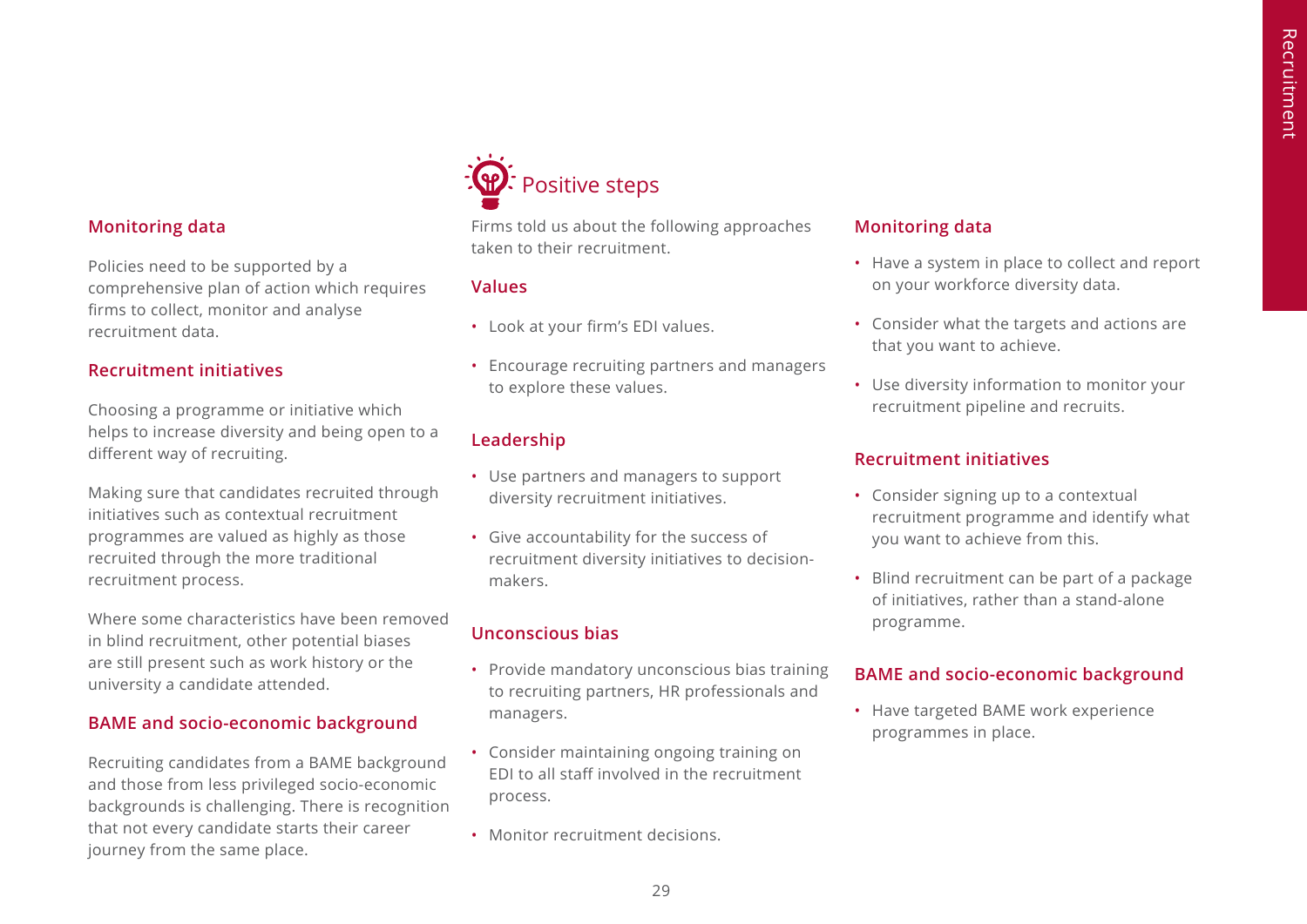### Monitoring data

Policies need to be supported by a comprehensive plan of action which requires firms to collect, monitor and analyse recruitment data.

### Recruitment initiatives

Choosing a programme or initiative which helps to increase diversity and being open to a different way of recruiting.

Making sure that candidates recruited through initiatives such as contextual recruitment programmes are valued as highly as those recruited through the more traditional recruitment process.

Where some characteristics have been removed in blind recruitment, other potential biases are still present such as work history or the university a candidate attended.

### BAME and socio-economic background

Recruiting candidates from a BAME background and those from less privileged socio-economic backgrounds is challenging. There is recognition that not every candidate starts their career journey from the same place.

## Positive steps

Firms told us about the following approaches taken to their recruitment.

### Values

- Look at your firm's EDI values.
- Encourage recruiting partners and managers to explore these values.

### Leadership

- Use partners and managers to support diversity recruitment initiatives.
- Give accountability for the success of recruitment diversity initiatives to decision-makers.

### Unconscious bias

- Provide mandatory unconscious bias training to recruiting partners, HR professionals and managers.
- Consider maintaining ongoing training on EDI to all staff involved in the recruitment process.
- Monitor recruitment decisions.

### Monitoring data

- Have a system in place to collect and report on your workforce diversity data.
- Consider what the targets and actions are that you want to achieve.
- Use diversity information to monitor your recruitment pipeline and recruits.

### Recruitment initiatives

- Consider signing up to a contextual recruitment programme and identify what you want to achieve from this.
- Blind recruitment can be part of a package of initiatives, rather than a stand-alone programme.

### BAME and socio-economic background

- Have targeted BAME work experience programmes in place.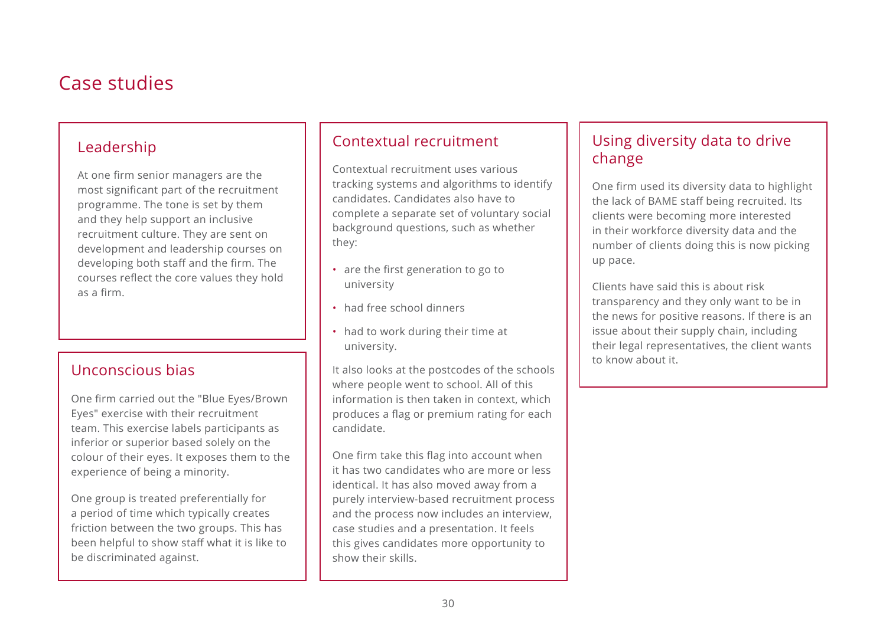# Case studies

## Leadership

At one firm senior managers are the most significant part of the recruitment programme. The tone is set by them and they help support an inclusive recruitment culture. They are sent on development and leadership courses on developing both staff and the firm. The courses reflect the core values they hold as a firm.

## Unconscious bias

One firm carried out the "Blue Eyes/Brown Eyes" exercise with their recruitment team. This exercise labels participants as inferior or superior based solely on the colour of their eyes. It exposes them to the experience of being a minority.

One group is treated preferentially for a period of time which typically creates friction between the two groups. This has been helpful to show staff what it is like to be discriminated against.

## Contextual recruitment

Contextual recruitment uses various tracking systems and algorithms to identify candidates. Candidates also have to complete a separate set of voluntary social background questions, such as whether they:

- are the first generation to go to university
- had free school dinners
- had to work during their time at university.

It also looks at the postcodes of the schools where people went to school. All of this information is then taken in context, which produces a flag or premium rating for each candidate.

One firm take this flag into account when it has two candidates who are more or less identical. It has also moved away from a purely interview-based recruitment process and the process now includes an interview, case studies and a presentation. It feels this gives candidates more opportunity to show their skills.

## Using diversity data to drive change

One firm used its diversity data to highlight the lack of BAME staff being recruited. Its clients were becoming more interested in their workforce diversity data and the number of clients doing this is now picking up pace.

Clients have said this is about risk transparency and they only want to be in the news for positive reasons. If there is an issue about their supply chain, including their legal representatives, the client wants to know about it.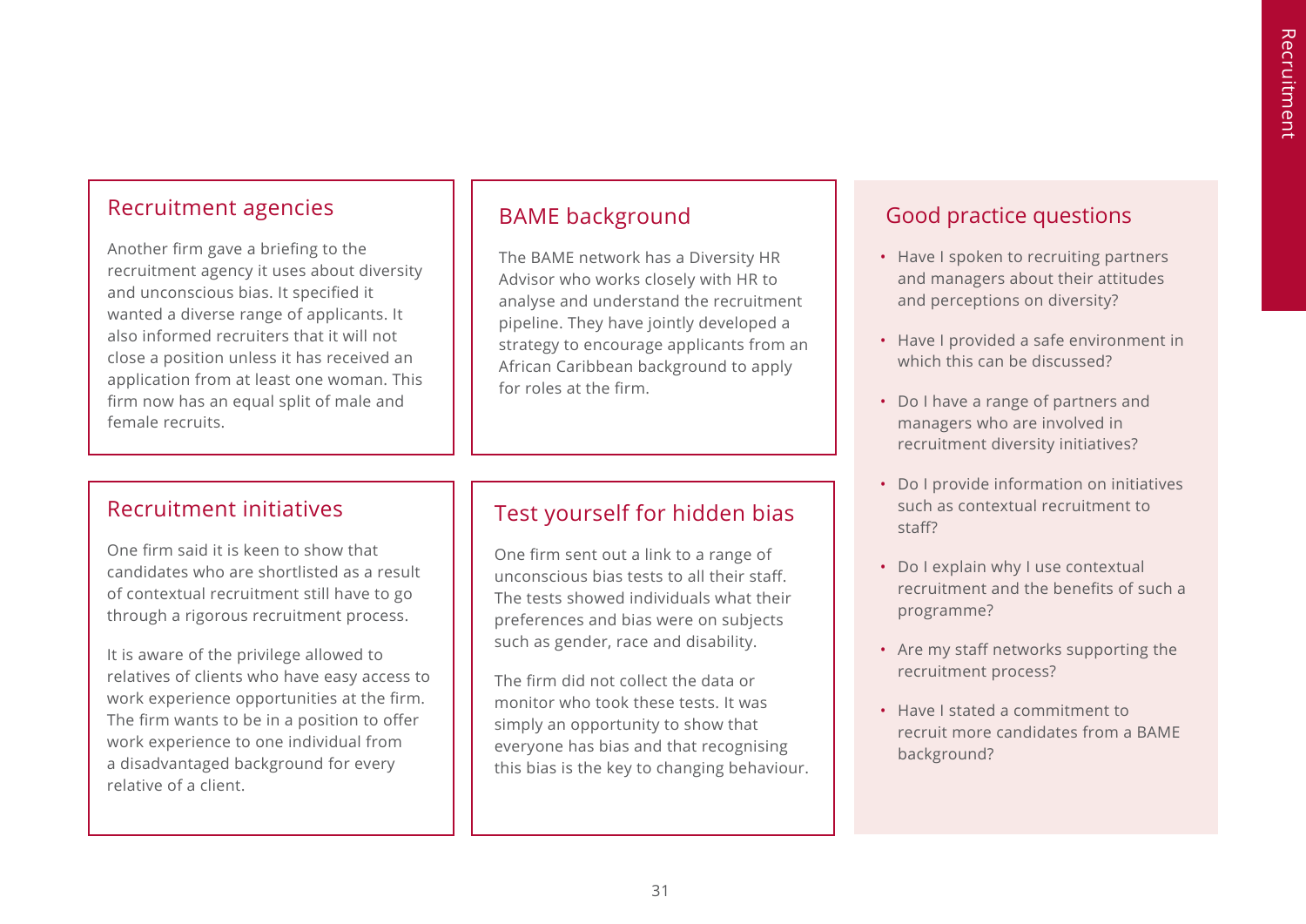## Recruitment agencies

Another firm gave a briefing to the recruitment agency it uses about diversity and unconscious bias. It specified it wanted a diverse range of applicants. It also informed recruiters that it will not close a position unless it has received an application from at least one woman. This firm now has an equal split of male and female recruits.

## Recruitment initiatives

One firm said it is keen to show that candidates who are shortlisted as a result of contextual recruitment still have to go through a rigorous recruitment process.

It is aware of the privilege allowed to relatives of clients who have easy access to work experience opportunities at the firm. The firm wants to be in a position to offer work experience to one individual from a disadvantaged background for every relative of a client.

## BAME background

The BAME network has a Diversity HR Advisor who works closely with HR to analyse and understand the recruitment pipeline. They have jointly developed a strategy to encourage applicants from an African Caribbean background to apply for roles at the firm.

## Test yourself for hidden bias

One firm sent out a link to a range of unconscious bias tests to all their staff. The tests showed individuals what their preferences and bias were on subjects such as gender, race and disability.

The firm did not collect the data or monitor who took these tests. It was simply an opportunity to show that everyone has bias and that recognising this bias is the key to changing behaviour.

## Good practice questions

- Have I spoken to recruiting partners and managers about their attitudes and perceptions on diversity?
- Have I provided a safe environment in which this can be discussed?
- Do I have a range of partners and managers who are involved in recruitment diversity initiatives?
- Do I provide information on initiatives such as contextual recruitment to staff?
- Do I explain why I use contextual recruitment and the benefits of such a programme?
- Are my staff networks supporting the recruitment process?
- Have I stated a commitment to recruit more candidates from a BAME background?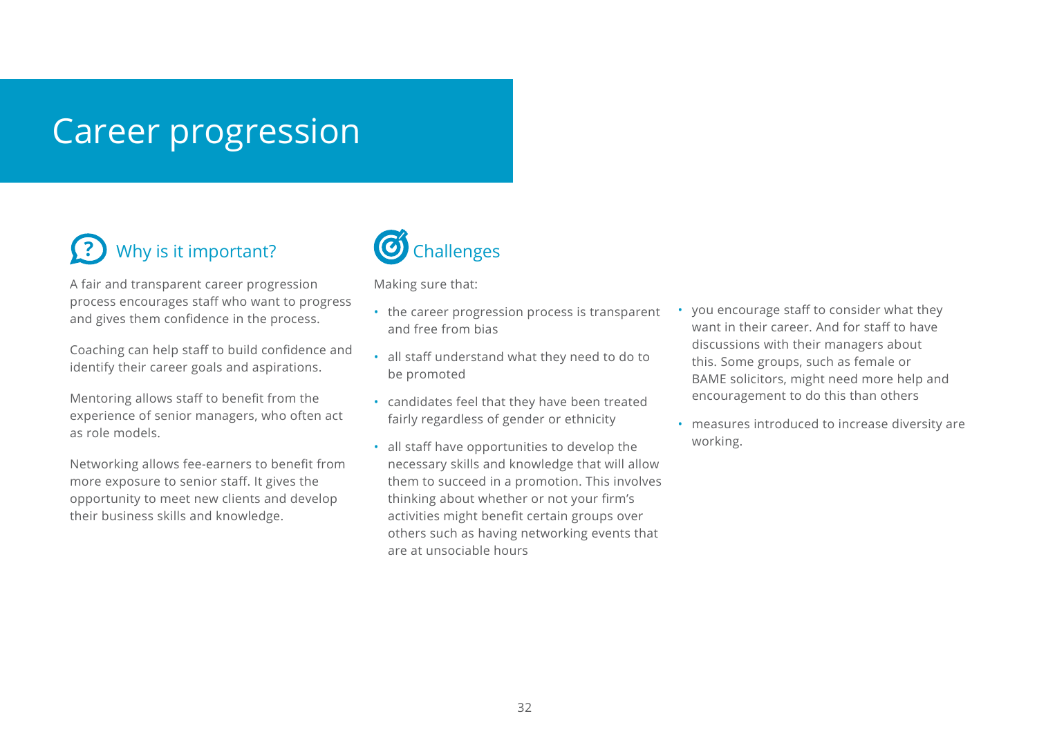# Career progression

## Why is it important?

A fair and transparent career progression process encourages staff who want to progress and gives them confidence in the process.

Coaching can help staff to build confidence and identify their career goals and aspirations.

Mentoring allows staff to benefit from the experience of senior managers, who often act as role models.

Networking allows fee-earners to benefit from more exposure to senior staff. It gives the opportunity to meet new clients and develop their business skills and knowledge.

## Challenges

Making sure that:

- the career progression process is transparent and free from bias
- all staff understand what they need to do to be promoted
- candidates feel that they have been treated fairly regardless of gender or ethnicity
- all staff have opportunities to develop the necessary skills and knowledge that will allow them to succeed in a promotion. This involves thinking about whether or not your firm's activities might benefit certain groups over others such as having networking events that are at unsociable hours
- you encourage staff to consider what they want in their career. And for staff to have discussions with their managers about this. Some groups, such as female or BAME solicitors, might need more help and encouragement to do this than others
- measures introduced to increase diversity are working.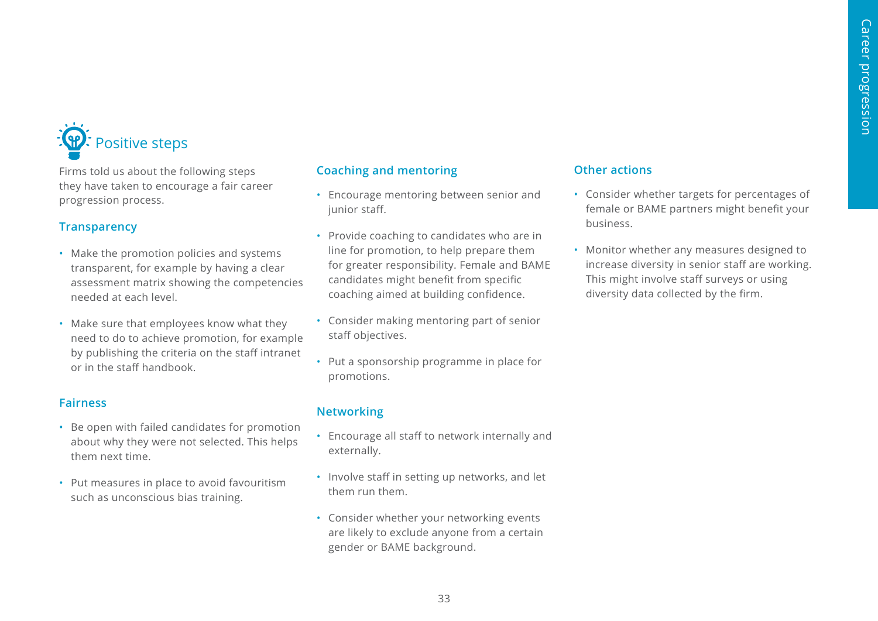## Positive steps

Firms told us about the following steps they have taken to encourage a fair career progression process.

### Transparency

- Make the promotion policies and systems transparent, for example by having a clear assessment matrix showing the competencies needed at each level.
- Make sure that employees know what they need to do to achieve promotion, for example by publishing the criteria on the staff intranet or in the staff handbook.

### Fairness

- Be open with failed candidates for promotion about why they were not selected. This helps them next time.
- Put measures in place to avoid favouritism such as unconscious bias training.

### Coaching and mentoring

- Encourage mentoring between senior and junior staff.
- Provide coaching to candidates who are in line for promotion, to help prepare them for greater responsibility. Female and BAME candidates might benefit from specific coaching aimed at building confidence.
- Consider making mentoring part of senior staff objectives.
- Put a sponsorship programme in place for promotions.

### Networking

- Encourage all staff to network internally and externally.
- Involve staff in setting up networks, and let them run them.
- Consider whether your networking events are likely to exclude anyone from a certain gender or BAME background.

### Other actions

- Consider whether targets for percentages of female or BAME partners might benefit your business.
- Monitor whether any measures designed to increase diversity in senior staff are working. This might involve staff surveys or using diversity data collected by the firm.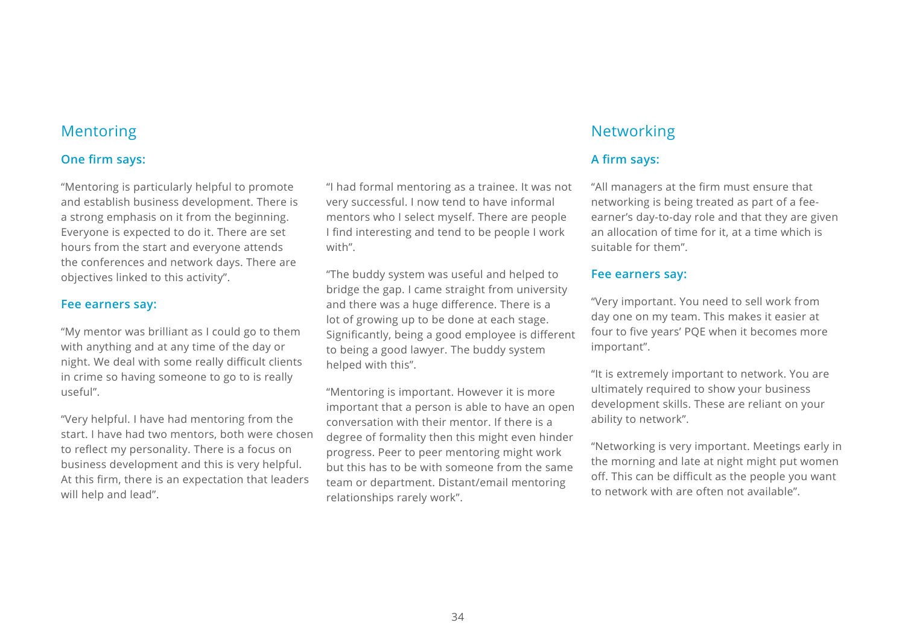## Mentoring

### One firm says:

"Mentoring is particularly helpful to promote and establish business development. There is a strong emphasis on it from the beginning. Everyone is expected to do it. There are set hours from the start and everyone attends the conferences and network days. There are objectives linked to this activity".

### Fee earners say:

"My mentor was brilliant as I could go to them with anything and at any time of the day or night. We deal with some really difficult clients in crime so having someone to go to is really useful".

"Very helpful. I have had mentoring from the start. I have had two mentors, both were chosen to reflect my personality. There is a focus on business development and this is very helpful. At this firm, there is an expectation that leaders will help and lead".

"I had formal mentoring as a trainee. It was not very successful. I now tend to have informal mentors who I select myself. There are people I find interesting and tend to be people I work with".

"The buddy system was useful and helped to bridge the gap. I came straight from university and there was a huge difference. There is a lot of growing up to be done at each stage. Significantly, being a good employee is different to being a good lawyer. The buddy system helped with this".

"Mentoring is important. However it is more important that a person is able to have an open conversation with their mentor. If there is a degree of formality then this might even hinder progress. Peer to peer mentoring might work but this has to be with someone from the same team or department. Distant/email mentoring relationships rarely work".

## Networking

### A firm says:

"All managers at the firm must ensure that networking is being treated as part of a fee-earner's day-to-day role and that they are given an allocation of time for it, at a time which is suitable for them".

### Fee earners say:

"Very important. You need to sell work from day one on my team. This makes it easier at four to five years' PQE when it becomes more important".

"It is extremely important to network. You are ultimately required to show your business development skills. These are reliant on your ability to network".

"Networking is very important. Meetings early in the morning and late at night might put women off. This can be difficult as the people you want to network with are often not available".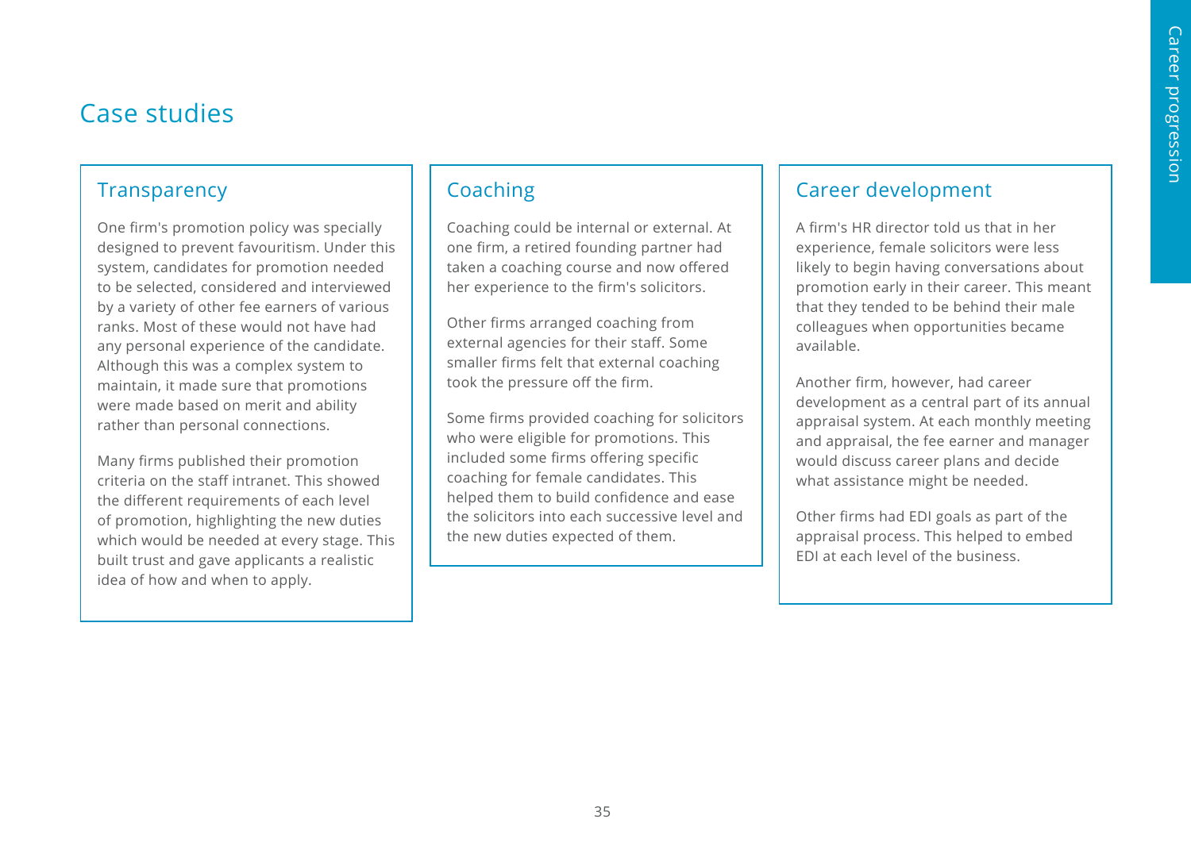## Case studies

### Transparency

One firm's promotion policy was specially designed to prevent favouritism. Under this system, candidates for promotion needed to be selected, considered and interviewed by a variety of other fee earners of various ranks. Most of these would not have had any personal experience of the candidate. Although this was a complex system to maintain, it made sure that promotions were made based on merit and ability rather than personal connections.

Many firms published their promotion criteria on the staff intranet. This showed the different requirements of each level of promotion, highlighting the new duties which would be needed at every stage. This built trust and gave applicants a realistic idea of how and when to apply.

### Coaching

Coaching could be internal or external. At one firm, a retired founding partner had taken a coaching course and now offered her experience to the firm's solicitors.

Other firms arranged coaching from external agencies for their staff. Some smaller firms felt that external coaching took the pressure off the firm.

Some firms provided coaching for solicitors who were eligible for promotions. This included some firms offering specific coaching for female candidates. This helped them to build confidence and ease the solicitors into each successive level and the new duties expected of them.

### Career development

A firm's HR director told us that in her experience, female solicitors were less likely to begin having conversations about promotion early in their career. This meant that they tended to be behind their male colleagues when opportunities became available.

Another firm, however, had career development as a central part of its annual appraisal system. At each monthly meeting and appraisal, the fee earner and manager would discuss career plans and decide what assistance might be needed.

Other firms had EDI goals as part of the appraisal process. This helped to embed EDI at each level of the business.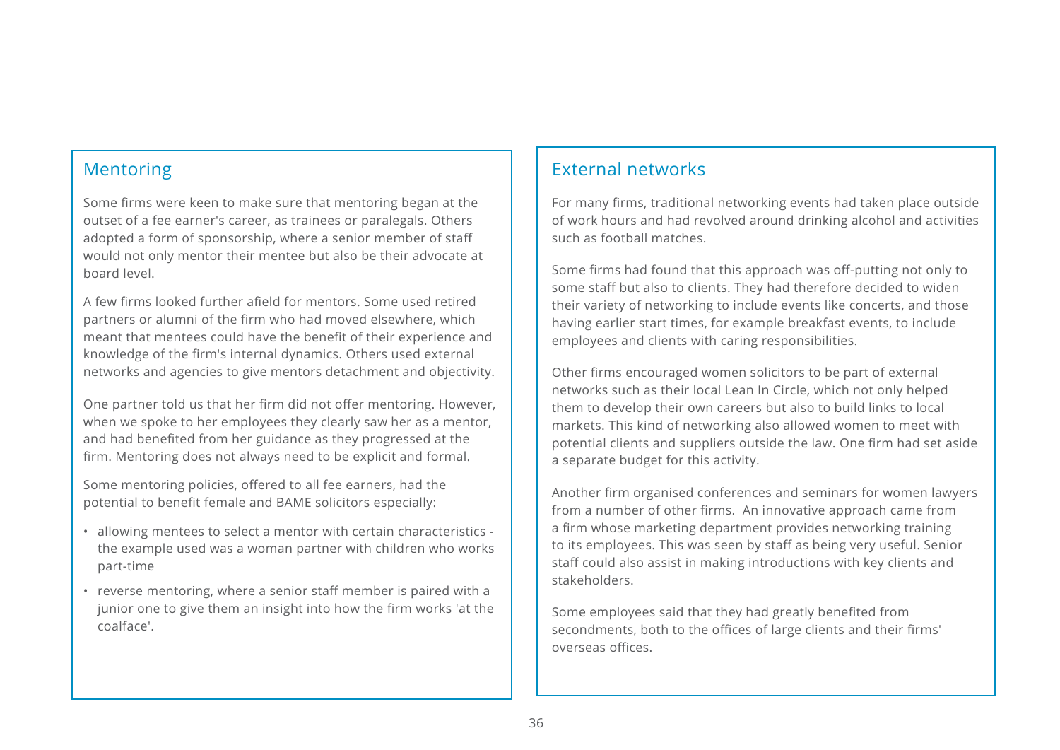## Mentoring

Some firms were keen to make sure that mentoring began at the outset of a fee earner's career, as trainees or paralegals. Others adopted a form of sponsorship, where a senior member of staff would not only mentor their mentee but also be their advocate at board level.

A few firms looked further afield for mentors. Some used retired partners or alumni of the firm who had moved elsewhere, which meant that mentees could have the benefit of their experience and knowledge of the firm's internal dynamics. Others used external networks and agencies to give mentors detachment and objectivity.

One partner told us that her firm did not offer mentoring. However, when we spoke to her employees they clearly saw her as a mentor, and had benefited from her guidance as they progressed at the firm. Mentoring does not always need to be explicit and formal.

Some mentoring policies, offered to all fee earners, had the potential to benefit female and BAME solicitors especially:

- allowing mentees to select a mentor with certain characteristics - the example used was a woman partner with children who works part-time
- reverse mentoring, where a senior staff member is paired with a junior one to give them an insight into how the firm works 'at the coalface'.

## External networks

For many firms, traditional networking events had taken place outside of work hours and had revolved around drinking alcohol and activities such as football matches.

Some firms had found that this approach was off-putting not only to some staff but also to clients. They had therefore decided to widen their variety of networking to include events like concerts, and those having earlier start times, for example breakfast events, to include employees and clients with caring responsibilities.

Other firms encouraged women solicitors to be part of external networks such as their local Lean In Circle, which not only helped them to develop their own careers but also to build links to local markets. This kind of networking also allowed women to meet with potential clients and suppliers outside the law. One firm had set aside a separate budget for this activity.

Another firm organised conferences and seminars for women lawyers from a number of other firms. An innovative approach came from a firm whose marketing department provides networking training to its employees. This was seen by staff as being very useful. Senior staff could also assist in making introductions with key clients and stakeholders.

Some employees said that they had greatly benefited from secondments, both to the offices of large clients and their firms' overseas offices.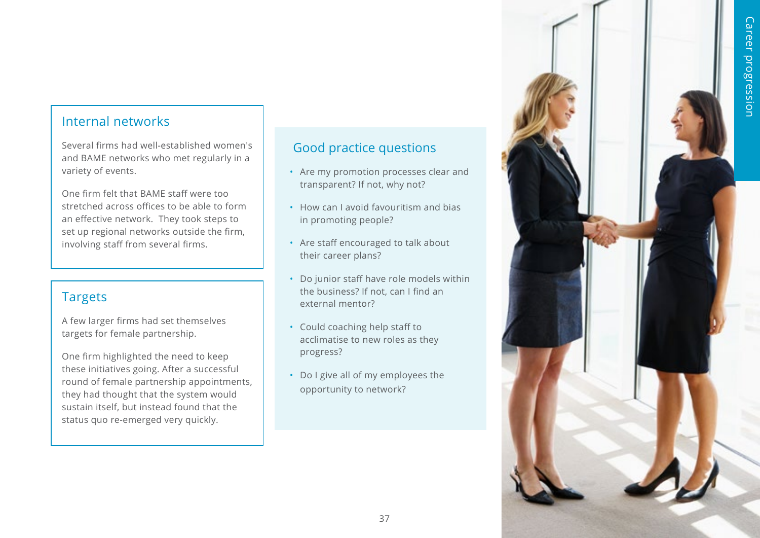## Internal networks

Several firms had well-established women's and BAME networks who met regularly in a variety of events.

One firm felt that BAME staff were too stretched across offices to be able to form an effective network. They took steps to set up regional networks outside the firm, involving staff from several firms.

## Targets

A few larger firms had set themselves targets for female partnership.

One firm highlighted the need to keep these initiatives going. After a successful round of female partnership appointments, they had thought that the system would sustain itself, but instead found that the status quo re-emerged very quickly.

## Good practice questions

- Are my promotion processes clear and transparent? If not, why not?
- How can I avoid favouritism and bias in promoting people?
- Are staff encouraged to talk about their career plans?
- Do junior staff have role models within the business? If not, can I find an external mentor?
- Could coaching help staff to acclimatise to new roles as they progress?
- Do I give all of my employees the opportunity to network?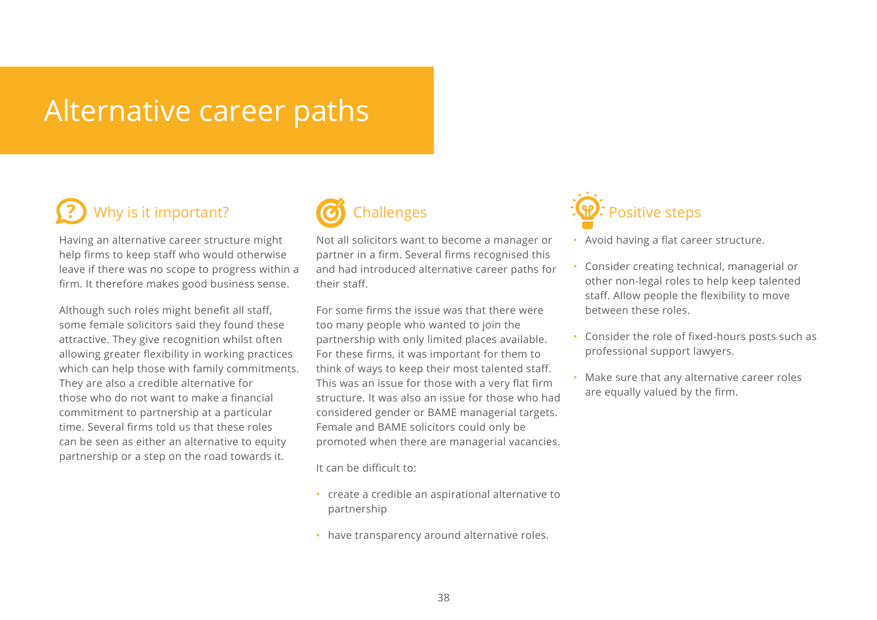# Alternative career paths

## Why is it important?

Having an alternative career structure might help firms to keep staff who would otherwise leave if there was no scope to progress within a firm. It therefore makes good business sense.

Although such roles might benefit all staff, some female solicitors said they found these attractive. They give recognition whilst often allowing greater flexibility in working practices which can help those with family commitments. They are also a credible alternative for those who do not want to make a financial commitment to partnership at a particular time. Several firms told us that these roles can be seen as either an alternative to equity partnership or a step on the road towards it.

## Challenges

Not all solicitors want to become a manager or partner in a firm. Several firms recognised this and had introduced alternative career paths for their staff.

For some firms the issue was that there were too many people who wanted to join the partnership with only limited places available. For these firms, it was important for them to think of ways to keep their most talented staff. This was an issue for those with a very flat firm structure. It was also an issue for those who had considered gender or BAME managerial targets. Female and BAME solicitors could only be promoted when there are managerial vacancies.

It can be difficult to:

- create a credible an aspirational alternative to partnership
- have transparency around alternative roles.

## Positive steps

- Avoid having a flat career structure.
- Consider creating technical, managerial or other non-legal roles to help keep talented staff. Allow people the flexibility to move between these roles.
- Consider the role of fixed-hours posts such as professional support lawyers.
- Make sure that any alternative career roles are equally valued by the firm.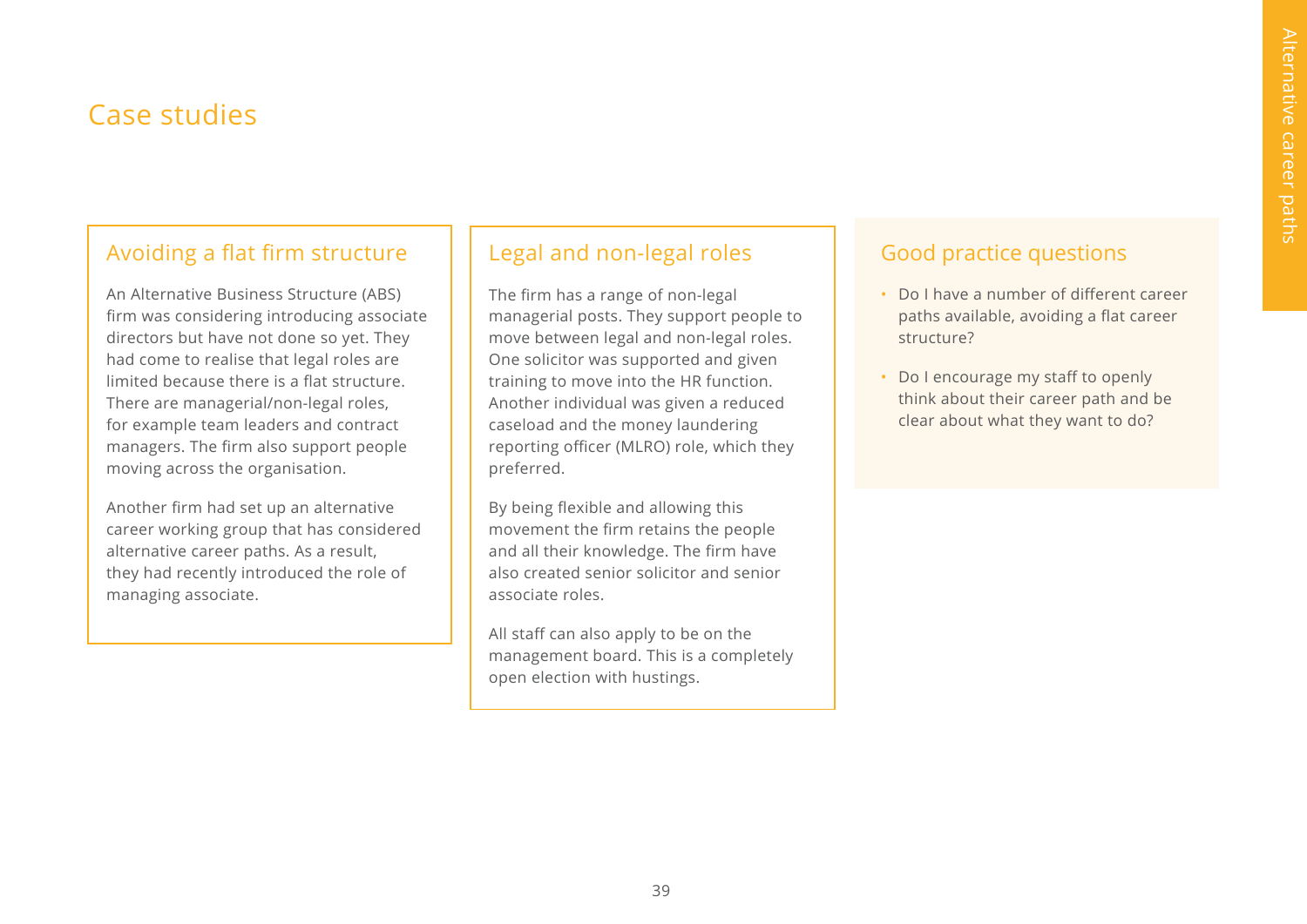# Case studies

## Avoiding a flat firm structure

An Alternative Business Structure (ABS) firm was considering introducing associate directors but have not done so yet. They had come to realise that legal roles are limited because there is a flat structure. There are managerial/non-legal roles, for example team leaders and contract managers. The firm also support people moving across the organisation.

Another firm had set up an alternative career working group that has considered alternative career paths. As a result, they had recently introduced the role of managing associate.

## Legal and non-legal roles

The firm has a range of non-legal managerial posts. They support people to move between legal and non-legal roles. One solicitor was supported and given training to move into the HR function. Another individual was given a reduced caseload and the money laundering reporting officer (MLRO) role, which they preferred.

By being flexible and allowing this movement the firm retains the people and all their knowledge. The firm have also created senior solicitor and senior associate roles.

All staff can also apply to be on the management board. This is a completely open election with hustings.

## Good practice questions

- Do I have a number of different career paths available, avoiding a flat career structure?
- Do I encourage my staff to openly think about their career path and be clear about what they want to do?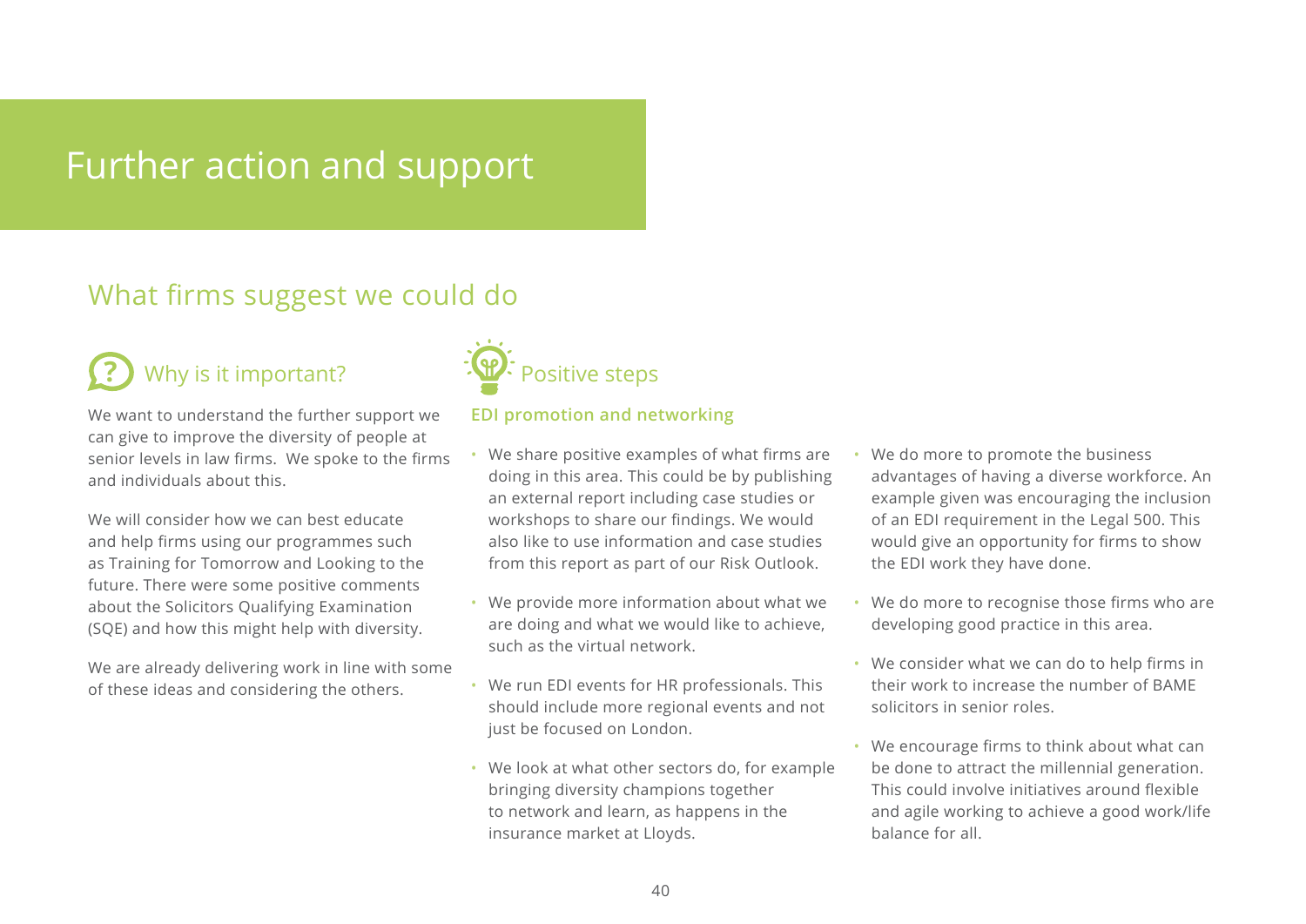# Further action and support

## What firms suggest we could do

### Why is it important?

We want to understand the further support we can give to improve the diversity of people at senior levels in law firms. We spoke to the firms and individuals about this.

We will consider how we can best educate and help firms using our programmes such as Training for Tomorrow and Looking to the future. There were some positive comments about the Solicitors Qualifying Examination (SQE) and how this might help with diversity.

We are already delivering work in line with some of these ideas and considering the others.

### Positive steps

**EDI promotion and networking**

- We share positive examples of what firms are doing in this area. This could be by publishing an external report including case studies or workshops to share our findings. We would also like to use information and case studies from this report as part of our Risk Outlook.
- We provide more information about what we are doing and what we would like to achieve, such as the virtual network.
- We run EDI events for HR professionals. This should include more regional events and not just be focused on London.
- We look at what other sectors do, for example bringing diversity champions together to network and learn, as happens in the insurance market at Lloyds.
- We do more to promote the business advantages of having a diverse workforce. An example given was encouraging the inclusion of an EDI requirement in the Legal 500. This would give an opportunity for firms to show the EDI work they have done.
- We do more to recognise those firms who are developing good practice in this area.
- We consider what we can do to help firms in their work to increase the number of BAME solicitors in senior roles.
- We encourage firms to think about what can be done to attract the millennial generation. This could involve initiatives around flexible and agile working to achieve a good work/life balance for all.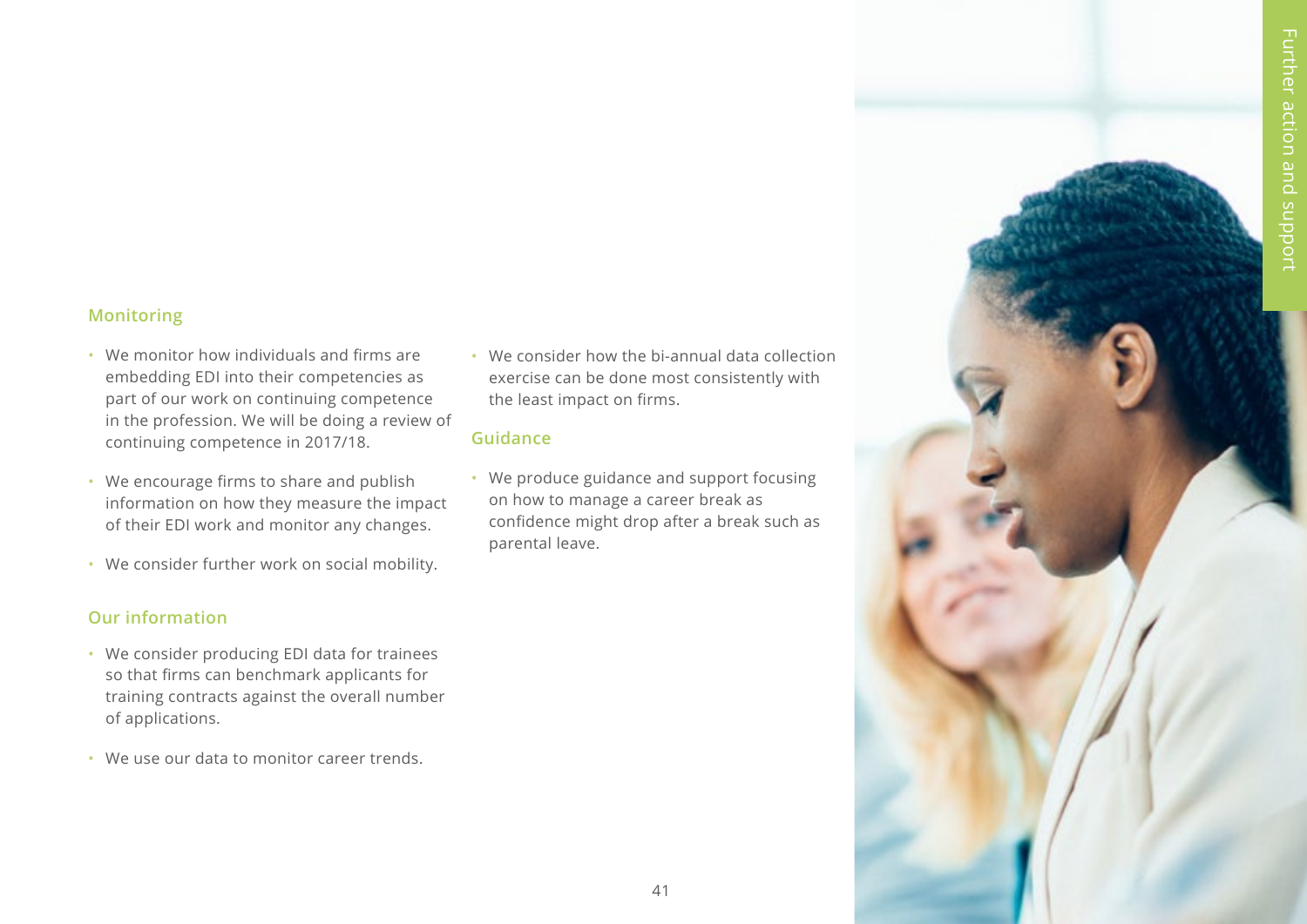## Monitoring

- We monitor how individuals and firms are embedding EDI into their competencies as part of our work on continuing competence in the profession. We will be doing a review of continuing competence in 2017/18.
- We encourage firms to share and publish information on how they measure the impact of their EDI work and monitor any changes.
- We consider further work on social mobility.

## Our information

- We consider producing EDI data for trainees so that firms can benchmark applicants for training contracts against the overall number of applications.
- We use our data to monitor career trends.
- We consider how the bi-annual data collection exercise can be done most consistently with the least impact on firms.

## Guidance

- We produce guidance and support focusing on how to manage a career break as confidence might drop after a break such as parental leave.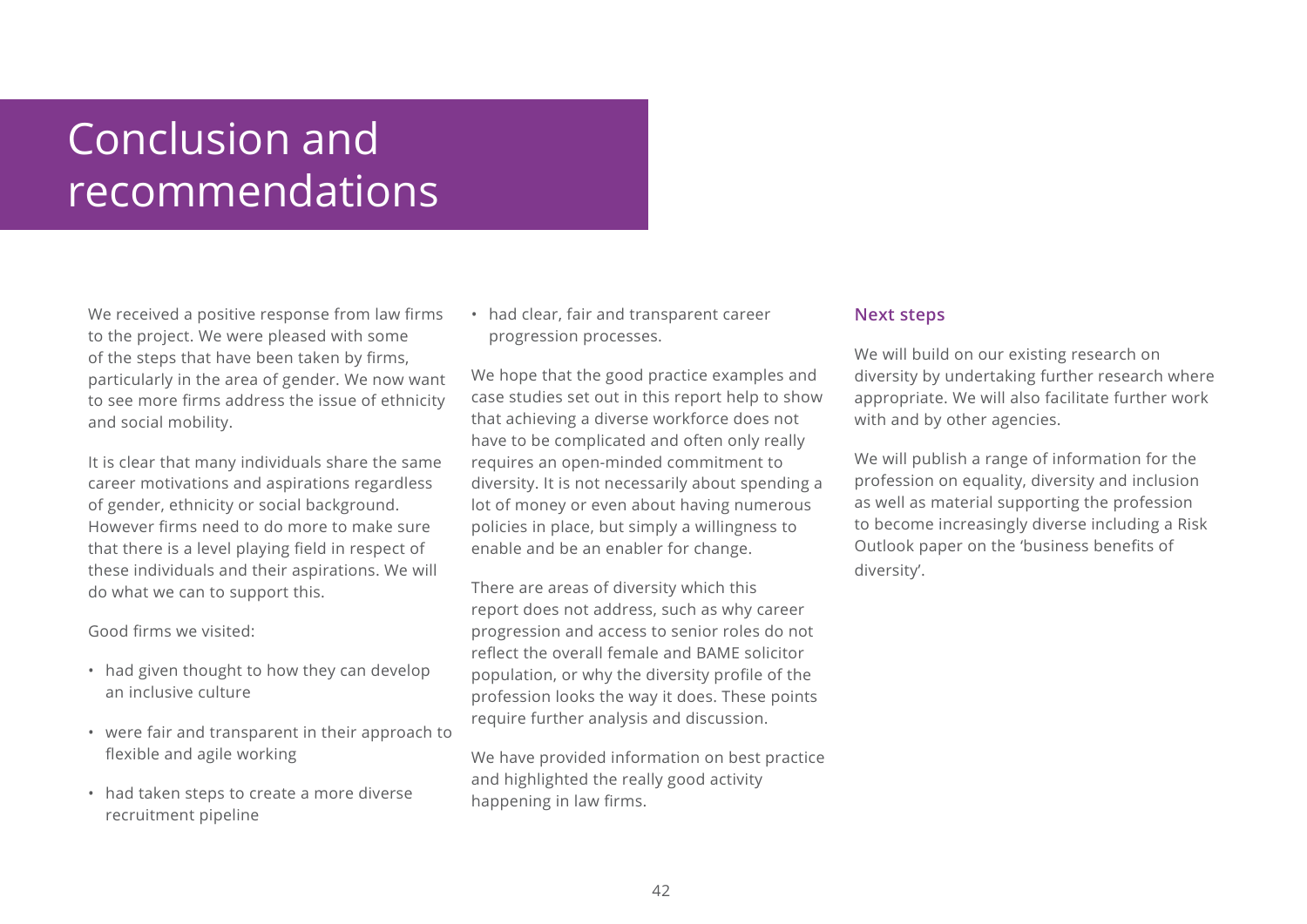# Conclusion and recommendations

We received a positive response from law firms to the project. We were pleased with some of the steps that have been taken by firms, particularly in the area of gender. We now want to see more firms address the issue of ethnicity and social mobility.

It is clear that many individuals share the same career motivations and aspirations regardless of gender, ethnicity or social background. However firms need to do more to make sure that there is a level playing field in respect of these individuals and their aspirations. We will do what we can to support this.

Good firms we visited:

- had given thought to how they can develop an inclusive culture
- were fair and transparent in their approach to flexible and agile working
- had taken steps to create a more diverse recruitment pipeline
- had clear, fair and transparent career progression processes.

We hope that the good practice examples and case studies set out in this report help to show that achieving a diverse workforce does not have to be complicated and often only really requires an open-minded commitment to diversity. It is not necessarily about spending a lot of money or even about having numerous policies in place, but simply a willingness to enable and be an enabler for change.

There are areas of diversity which this report does not address, such as why career progression and access to senior roles do not reflect the overall female and BAME solicitor population, or why the diversity profile of the profession looks the way it does. These points require further analysis and discussion.

We have provided information on best practice and highlighted the really good activity happening in law firms.

## Next steps

We will build on our existing research on diversity by undertaking further research where appropriate. We will also facilitate further work with and by other agencies.

We will publish a range of information for the profession on equality, diversity and inclusion as well as material supporting the profession to become increasingly diverse including a Risk Outlook paper on the 'business benefits of diversity'.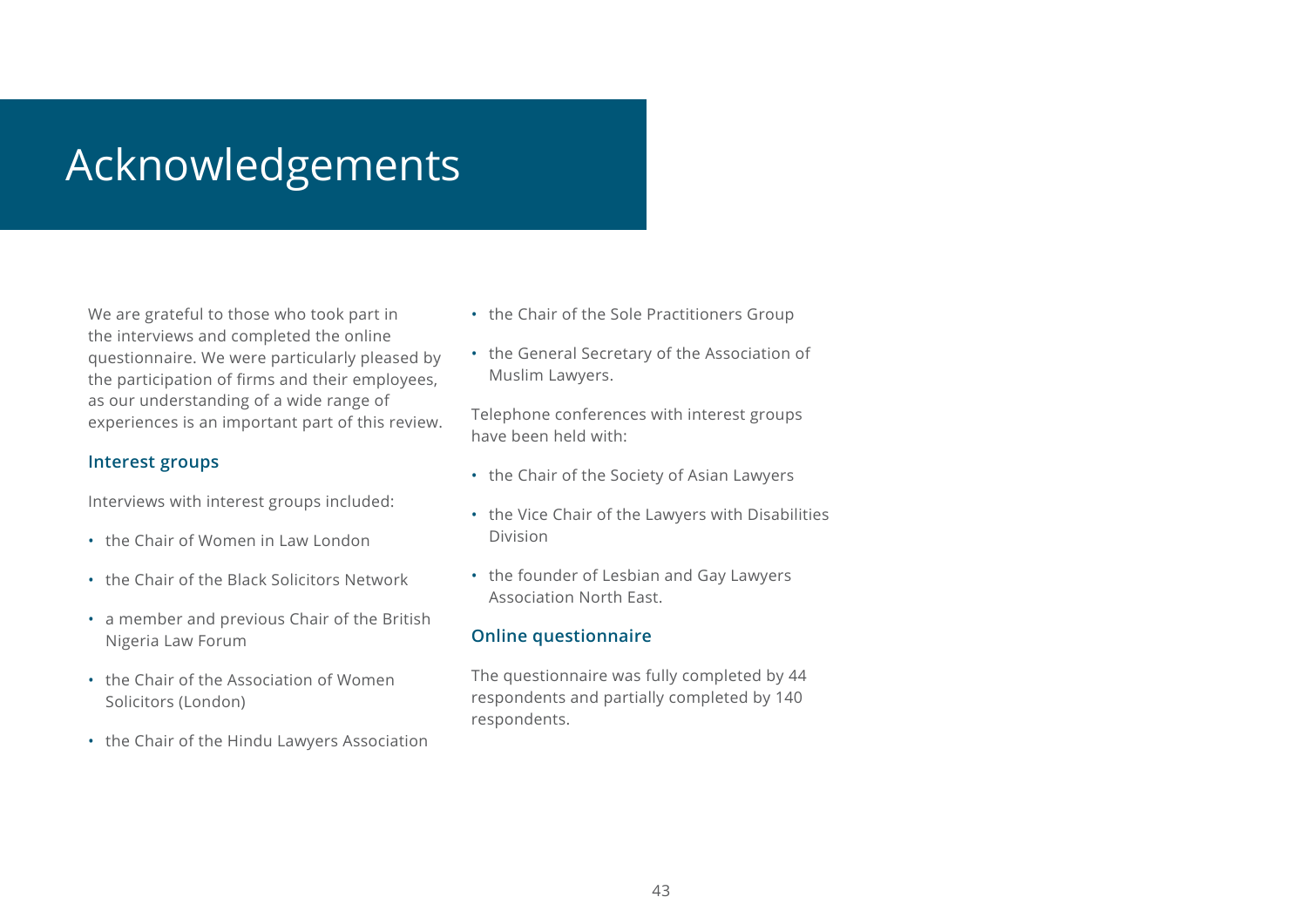# Acknowledgements

We are grateful to those who took part in the interviews and completed the online questionnaire. We were particularly pleased by the participation of firms and their employees, as our understanding of a wide range of experiences is an important part of this review.

### Interest groups

Interviews with interest groups included:

- the Chair of Women in Law London
- the Chair of the Black Solicitors Network
- a member and previous Chair of the British Nigeria Law Forum
- the Chair of the Association of Women Solicitors (London)
- the Chair of the Hindu Lawyers Association
- the Chair of the Sole Practitioners Group
- the General Secretary of the Association of Muslim Lawyers.

Telephone conferences with interest groups have been held with:

- the Chair of the Society of Asian Lawyers
- the Vice Chair of the Lawyers with Disabilities Division
- the founder of Lesbian and Gay Lawyers Association North East.

### Online questionnaire

The questionnaire was fully completed by 44 respondents and partially completed by 140 respondents.